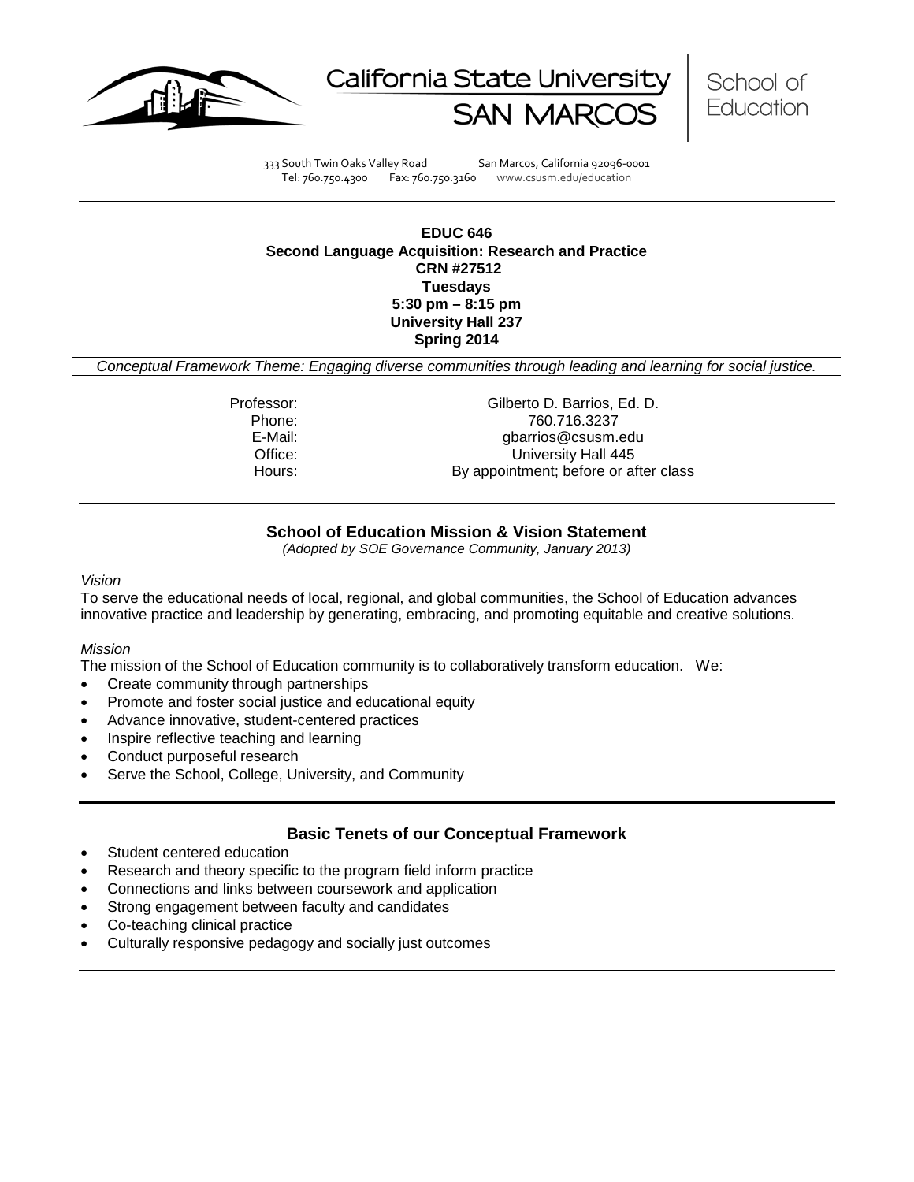California State University SAN MARCOS | School of Education

333 South Twin Oaks Valley Road San Marcos, California 92096-0001
Tel: 760.750.4300 Fax: 760.750.3160 www.csusm.edu/education

**EDUC 646**
**Second Language Acquisition: Research and Practice**
**CRN #27512**
**Tuesdays**
**5:30 pm – 8:15 pm**
**University Hall 237**
**Spring 2014**

*Conceptual Framework Theme: Engaging diverse communities through leading and learning for social justice.*

| | |
|---|---|
| Professor: | Gilberto D. Barrios, Ed. D. |
| Phone: | 760.716.3237 |
| E-Mail: | gbarrios@csusm.edu |
| Office: | University Hall 445 |
| Hours: | By appointment; before or after class |

## School of Education Mission & Vision Statement

*(Adopted by SOE Governance Community, January 2013)*

*Vision*

To serve the educational needs of local, regional, and global communities, the School of Education advances innovative practice and leadership by generating, embracing, and promoting equitable and creative solutions.

*Mission*

The mission of the School of Education community is to collaboratively transform education. We:

- Create community through partnerships
- Promote and foster social justice and educational equity
- Advance innovative, student-centered practices
- Inspire reflective teaching and learning
- Conduct purposeful research
- Serve the School, College, University, and Community

## Basic Tenets of our Conceptual Framework

- Student centered education
- Research and theory specific to the program field inform practice
- Connections and links between coursework and application
- Strong engagement between faculty and candidates
- Co-teaching clinical practice
- Culturally responsive pedagogy and socially just outcomes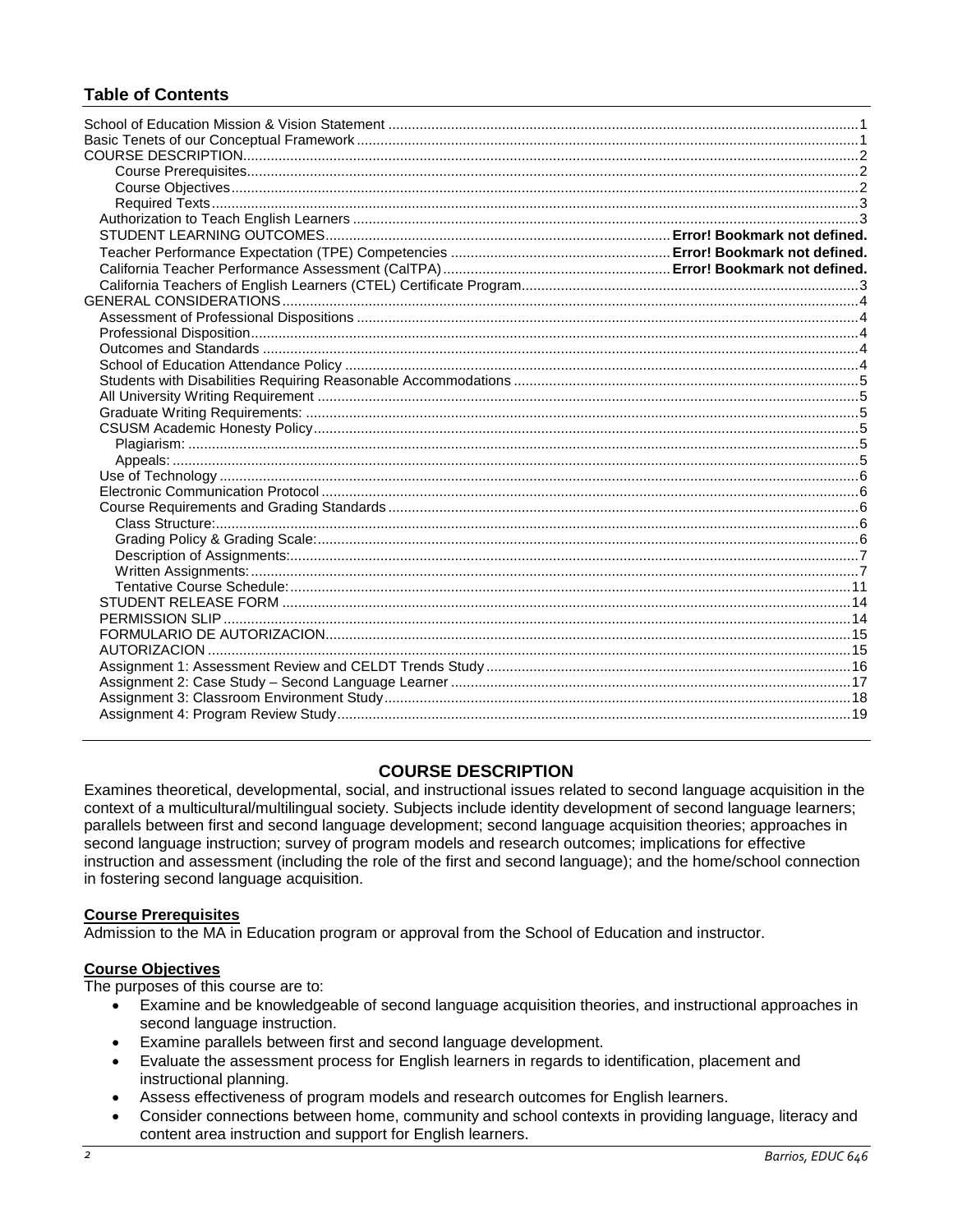## Table of Contents

School of Education Mission & Vision Statement ..... 1
Basic Tenets of our Conceptual Framework ..... 1
COURSE DESCRIPTION ..... 2
- Course Prerequisites ..... 2
- Course Objectives ..... 2
- Required Texts ..... 3

Authorization to Teach English Learners ..... 3
STUDENT LEARNING OUTCOMES ..... **Error! Bookmark not defined.**
Teacher Performance Expectation (TPE) Competencies ..... **Error! Bookmark not defined.**
California Teacher Performance Assessment (CalTPA) ..... **Error! Bookmark not defined.**
California Teachers of English Learners (CTEL) Certificate Program ..... 3
GENERAL CONSIDERATIONS ..... 4
Assessment of Professional Dispositions ..... 4
Professional Disposition ..... 4
Outcomes and Standards ..... 4
School of Education Attendance Policy ..... 4
Students with Disabilities Requiring Reasonable Accommodations ..... 5
All University Writing Requirement ..... 5
Graduate Writing Requirements: ..... 5
CSUSM Academic Honesty Policy ..... 5
- Plagiarism: ..... 5
- Appeals: ..... 5

Use of Technology ..... 6
Electronic Communication Protocol ..... 6
Course Requirements and Grading Standards ..... 6
- Class Structure: ..... 6
- Grading Policy & Grading Scale: ..... 6
- Description of Assignments: ..... 7
- Written Assignments: ..... 7
- Tentative Course Schedule: ..... 11

STUDENT RELEASE FORM ..... 14
PERMISSION SLIP ..... 14
FORMULARIO DE AUTORIZACION ..... 15
AUTORIZACION ..... 15
Assignment 1: Assessment Review and CELDT Trends Study ..... 16
Assignment 2: Case Study – Second Language Learner ..... 17
Assignment 3: Classroom Environment Study ..... 18
Assignment 4: Program Review Study ..... 19

## COURSE DESCRIPTION

Examines theoretical, developmental, social, and instructional issues related to second language acquisition in the context of a multicultural/multilingual society. Subjects include identity development of second language learners; parallels between first and second language development; second language acquisition theories; approaches in second language instruction; survey of program models and research outcomes; implications for effective instruction and assessment (including the role of the first and second language); and the home/school connection in fostering second language acquisition.

### Course Prerequisites

Admission to the MA in Education program or approval from the School of Education and instructor.

### Course Objectives

The purposes of this course are to:

- Examine and be knowledgeable of second language acquisition theories, and instructional approaches in second language instruction.
- Examine parallels between first and second language development.
- Evaluate the assessment process for English learners in regards to identification, placement and instructional planning.
- Assess effectiveness of program models and research outcomes for English learners.
- Consider connections between home, community and school contexts in providing language, literacy and content area instruction and support for English learners.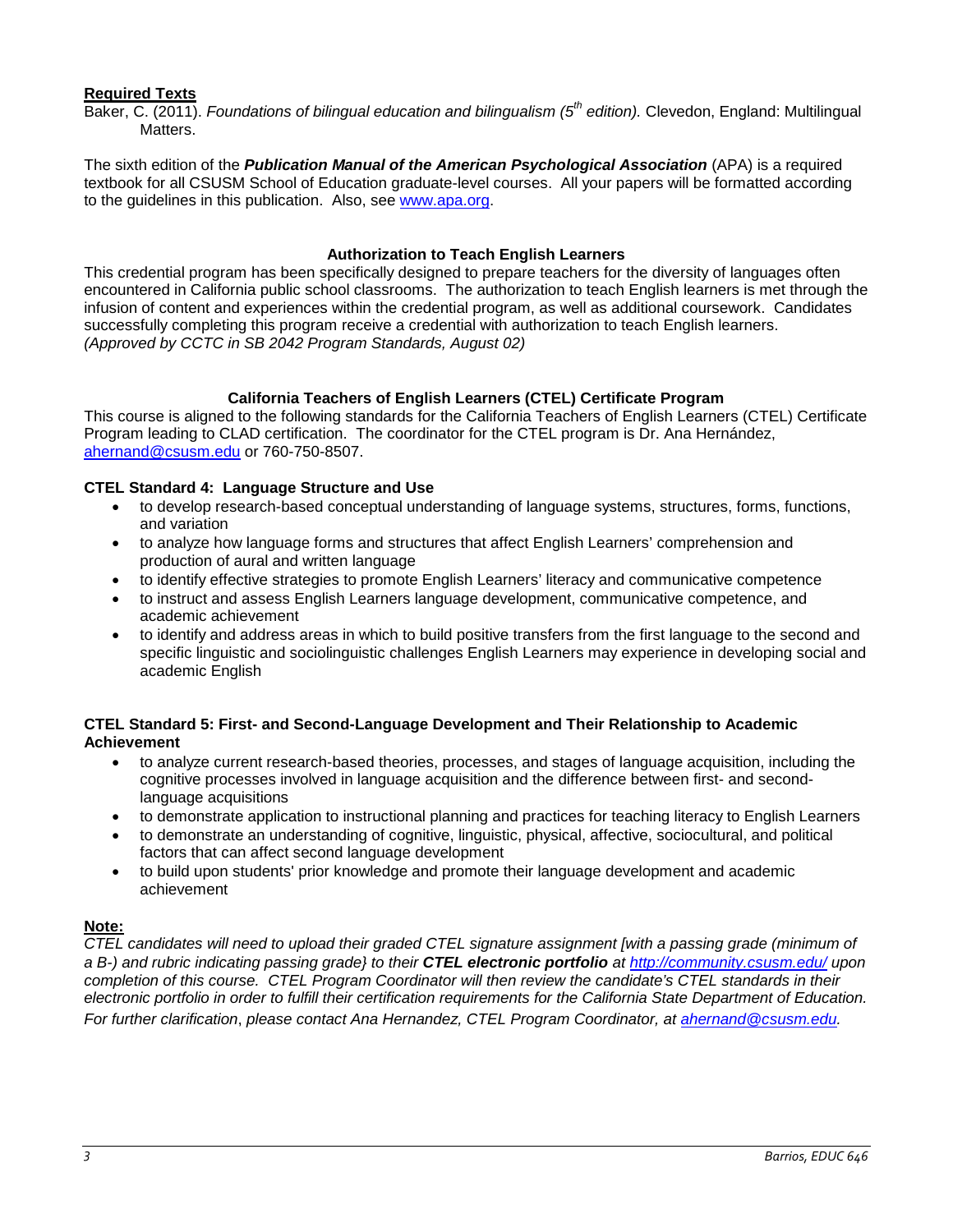**Required Texts**

Baker, C. (2011). *Foundations of bilingual education and bilingualism (5th edition).* Clevedon, England: Multilingual Matters.

The sixth edition of the ***Publication Manual of the American Psychological Association*** (APA) is a required textbook for all CSUSM School of Education graduate-level courses. All your papers will be formatted according to the guidelines in this publication. Also, see www.apa.org.

## Authorization to Teach English Learners

This credential program has been specifically designed to prepare teachers for the diversity of languages often encountered in California public school classrooms. The authorization to teach English learners is met through the infusion of content and experiences within the credential program, as well as additional coursework. Candidates successfully completing this program receive a credential with authorization to teach English learners. *(Approved by CCTC in SB 2042 Program Standards, August 02)*

## California Teachers of English Learners (CTEL) Certificate Program

This course is aligned to the following standards for the California Teachers of English Learners (CTEL) Certificate Program leading to CLAD certification. The coordinator for the CTEL program is Dr. Ana Hernández, ahernand@csusm.edu or 760-750-8507.

### CTEL Standard 4: Language Structure and Use

- to develop research-based conceptual understanding of language systems, structures, forms, functions, and variation
- to analyze how language forms and structures that affect English Learners' comprehension and production of aural and written language
- to identify effective strategies to promote English Learners' literacy and communicative competence
- to instruct and assess English Learners language development, communicative competence, and academic achievement
- to identify and address areas in which to build positive transfers from the first language to the second and specific linguistic and sociolinguistic challenges English Learners may experience in developing social and academic English

### CTEL Standard 5: First- and Second-Language Development and Their Relationship to Academic Achievement

- to analyze current research-based theories, processes, and stages of language acquisition, including the cognitive processes involved in language acquisition and the difference between first- and second-language acquisitions
- to demonstrate application to instructional planning and practices for teaching literacy to English Learners
- to demonstrate an understanding of cognitive, linguistic, physical, affective, sociocultural, and political factors that can affect second language development
- to build upon students' prior knowledge and promote their language development and academic achievement

**Note:**

*CTEL candidates will need to upload their graded CTEL signature assignment [with a passing grade (minimum of a B-) and rubric indicating passing grade} to their **CTEL electronic portfolio** at http://community.csusm.edu/ upon completion of this course. CTEL Program Coordinator will then review the candidate's CTEL standards in their electronic portfolio in order to fulfill their certification requirements for the California State Department of Education. For further clarification, please contact Ana Hernandez, CTEL Program Coordinator, at ahernand@csusm.edu.*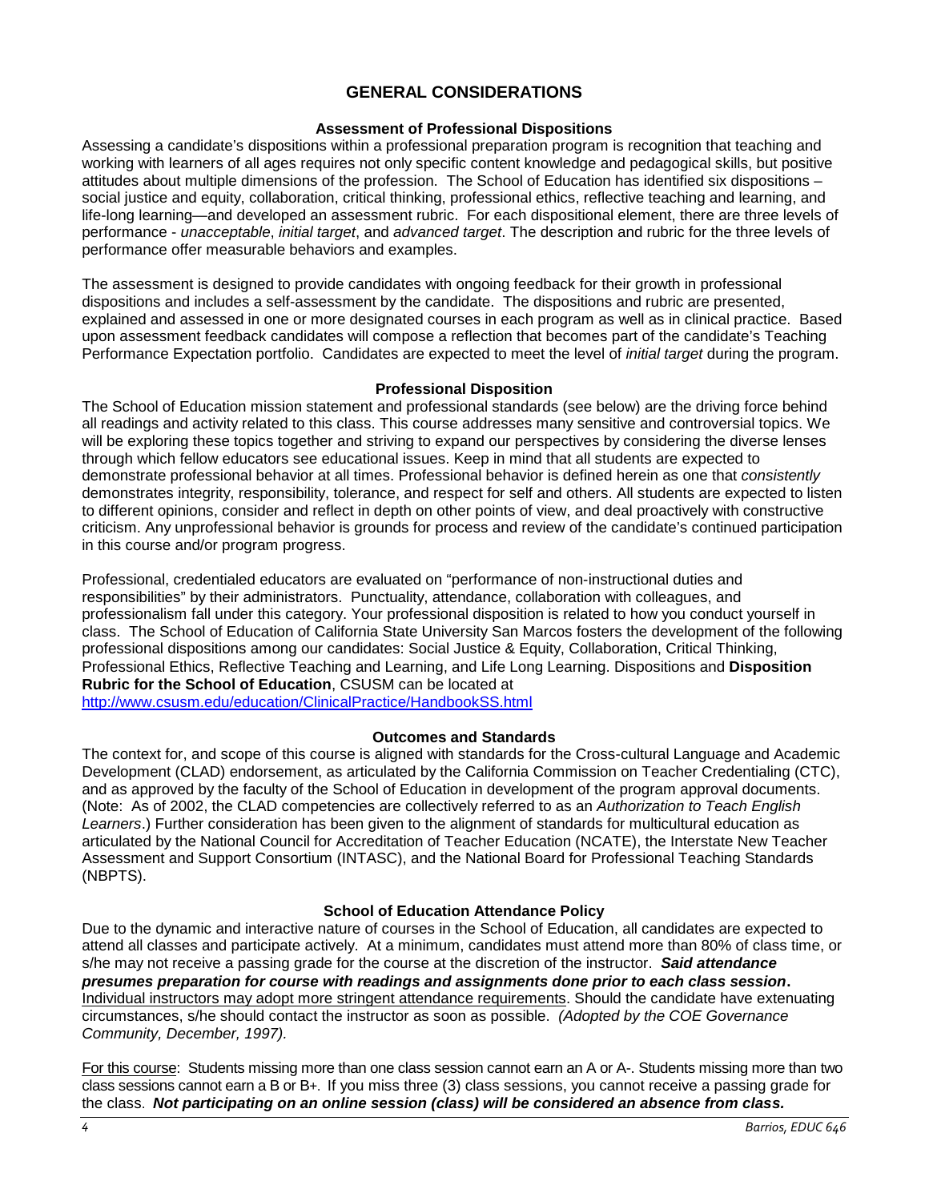# GENERAL CONSIDERATIONS

### Assessment of Professional Dispositions

Assessing a candidate's dispositions within a professional preparation program is recognition that teaching and working with learners of all ages requires not only specific content knowledge and pedagogical skills, but positive attitudes about multiple dimensions of the profession. The School of Education has identified six dispositions – social justice and equity, collaboration, critical thinking, professional ethics, reflective teaching and learning, and life-long learning—and developed an assessment rubric. For each dispositional element, there are three levels of performance - *unacceptable*, *initial target*, and *advanced target*. The description and rubric for the three levels of performance offer measurable behaviors and examples.

The assessment is designed to provide candidates with ongoing feedback for their growth in professional dispositions and includes a self-assessment by the candidate. The dispositions and rubric are presented, explained and assessed in one or more designated courses in each program as well as in clinical practice. Based upon assessment feedback candidates will compose a reflection that becomes part of the candidate's Teaching Performance Expectation portfolio. Candidates are expected to meet the level of *initial target* during the program.

### Professional Disposition

The School of Education mission statement and professional standards (see below) are the driving force behind all readings and activity related to this class. This course addresses many sensitive and controversial topics. We will be exploring these topics together and striving to expand our perspectives by considering the diverse lenses through which fellow educators see educational issues. Keep in mind that all students are expected to demonstrate professional behavior at all times. Professional behavior is defined herein as one that *consistently* demonstrates integrity, responsibility, tolerance, and respect for self and others. All students are expected to listen to different opinions, consider and reflect in depth on other points of view, and deal proactively with constructive criticism. Any unprofessional behavior is grounds for process and review of the candidate's continued participation in this course and/or program progress.

Professional, credentialed educators are evaluated on "performance of non-instructional duties and responsibilities" by their administrators. Punctuality, attendance, collaboration with colleagues, and professionalism fall under this category. Your professional disposition is related to how you conduct yourself in class. The School of Education of California State University San Marcos fosters the development of the following professional dispositions among our candidates: Social Justice & Equity, Collaboration, Critical Thinking, Professional Ethics, Reflective Teaching and Learning, and Life Long Learning. Dispositions and **Disposition Rubric for the School of Education**, CSUSM can be located at
http://www.csusm.edu/education/ClinicalPractice/HandbookSS.html

### Outcomes and Standards

The context for, and scope of this course is aligned with standards for the Cross-cultural Language and Academic Development (CLAD) endorsement, as articulated by the California Commission on Teacher Credentialing (CTC), and as approved by the faculty of the School of Education in development of the program approval documents. (Note: As of 2002, the CLAD competencies are collectively referred to as an *Authorization to Teach English Learners*.) Further consideration has been given to the alignment of standards for multicultural education as articulated by the National Council for Accreditation of Teacher Education (NCATE), the Interstate New Teacher Assessment and Support Consortium (INTASC), and the National Board for Professional Teaching Standards (NBPTS).

### School of Education Attendance Policy

Due to the dynamic and interactive nature of courses in the School of Education, all candidates are expected to attend all classes and participate actively. At a minimum, candidates must attend more than 80% of class time, or s/he may not receive a passing grade for the course at the discretion of the instructor. ***Said attendance presumes preparation for course with readings and assignments done prior to each class session.*** Individual instructors may adopt more stringent attendance requirements. Should the candidate have extenuating circumstances, s/he should contact the instructor as soon as possible. *(Adopted by the COE Governance Community, December, 1997).*

For this course: Students missing more than one class session cannot earn an A or A-. Students missing more than two class sessions cannot earn a B or B+. If you miss three (3) class sessions, you cannot receive a passing grade for the class. ***Not participating on an online session (class) will be considered an absence from class.***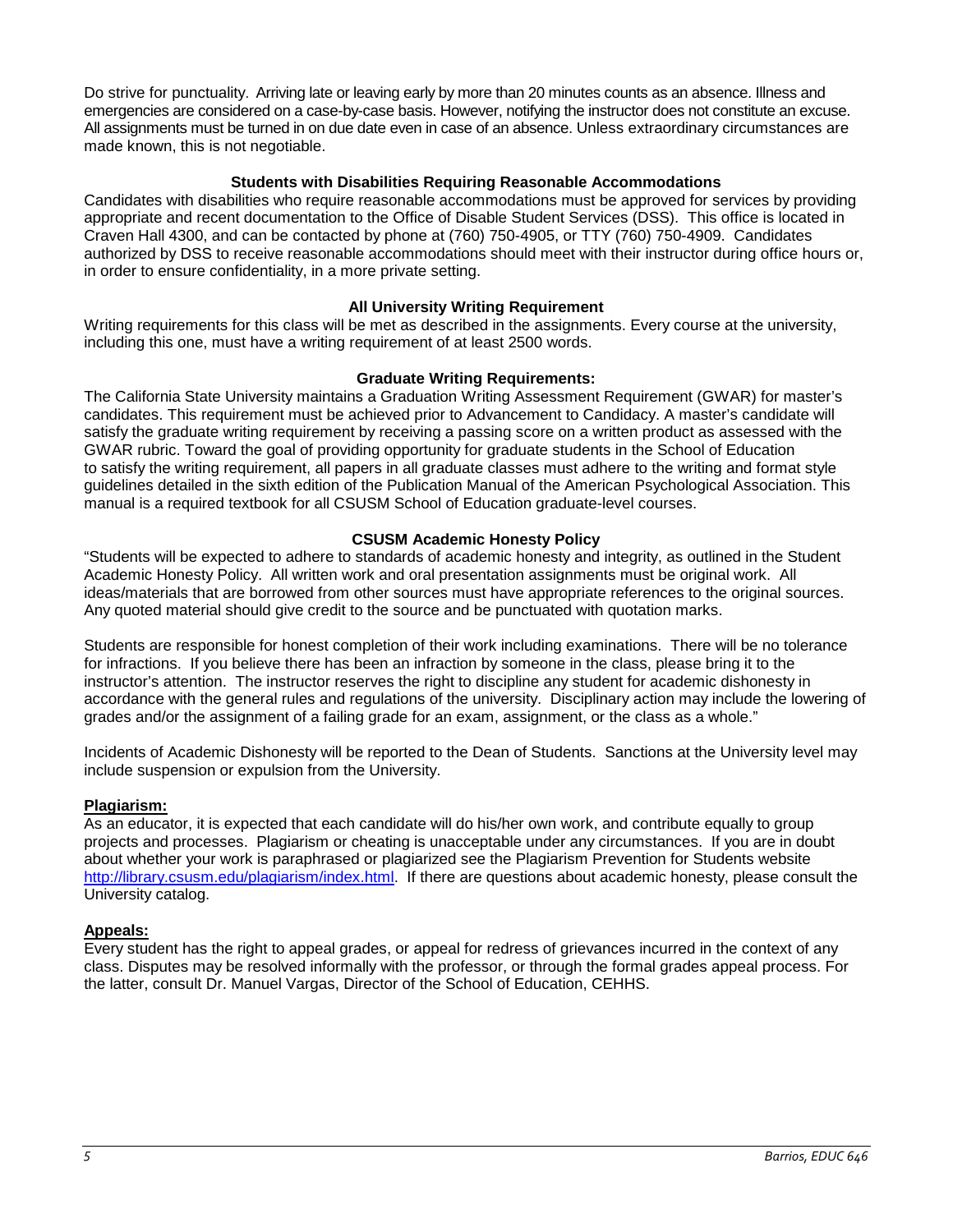Do strive for punctuality. Arriving late or leaving early by more than 20 minutes counts as an absence. Illness and emergencies are considered on a case-by-case basis. However, notifying the instructor does not constitute an excuse. All assignments must be turned in on due date even in case of an absence. Unless extraordinary circumstances are made known, this is not negotiable.

### Students with Disabilities Requiring Reasonable Accommodations

Candidates with disabilities who require reasonable accommodations must be approved for services by providing appropriate and recent documentation to the Office of Disable Student Services (DSS). This office is located in Craven Hall 4300, and can be contacted by phone at (760) 750-4905, or TTY (760) 750-4909. Candidates authorized by DSS to receive reasonable accommodations should meet with their instructor during office hours or, in order to ensure confidentiality, in a more private setting.

### All University Writing Requirement

Writing requirements for this class will be met as described in the assignments. Every course at the university, including this one, must have a writing requirement of at least 2500 words.

### Graduate Writing Requirements:

The California State University maintains a Graduation Writing Assessment Requirement (GWAR) for master's candidates. This requirement must be achieved prior to Advancement to Candidacy. A master's candidate will satisfy the graduate writing requirement by receiving a passing score on a written product as assessed with the GWAR rubric. Toward the goal of providing opportunity for graduate students in the School of Education to satisfy the writing requirement, all papers in all graduate classes must adhere to the writing and format style guidelines detailed in the sixth edition of the Publication Manual of the American Psychological Association. This manual is a required textbook for all CSUSM School of Education graduate-level courses.

### CSUSM Academic Honesty Policy

"Students will be expected to adhere to standards of academic honesty and integrity, as outlined in the Student Academic Honesty Policy. All written work and oral presentation assignments must be original work. All ideas/materials that are borrowed from other sources must have appropriate references to the original sources. Any quoted material should give credit to the source and be punctuated with quotation marks.

Students are responsible for honest completion of their work including examinations. There will be no tolerance for infractions. If you believe there has been an infraction by someone in the class, please bring it to the instructor's attention. The instructor reserves the right to discipline any student for academic dishonesty in accordance with the general rules and regulations of the university. Disciplinary action may include the lowering of grades and/or the assignment of a failing grade for an exam, assignment, or the class as a whole."

Incidents of Academic Dishonesty will be reported to the Dean of Students. Sanctions at the University level may include suspension or expulsion from the University.

**Plagiarism:**

As an educator, it is expected that each candidate will do his/her own work, and contribute equally to group projects and processes. Plagiarism or cheating is unacceptable under any circumstances. If you are in doubt about whether your work is paraphrased or plagiarized see the Plagiarism Prevention for Students website http://library.csusm.edu/plagiarism/index.html. If there are questions about academic honesty, please consult the University catalog.

**Appeals:**

Every student has the right to appeal grades, or appeal for redress of grievances incurred in the context of any class. Disputes may be resolved informally with the professor, or through the formal grades appeal process. For the latter, consult Dr. Manuel Vargas, Director of the School of Education, CEHHS.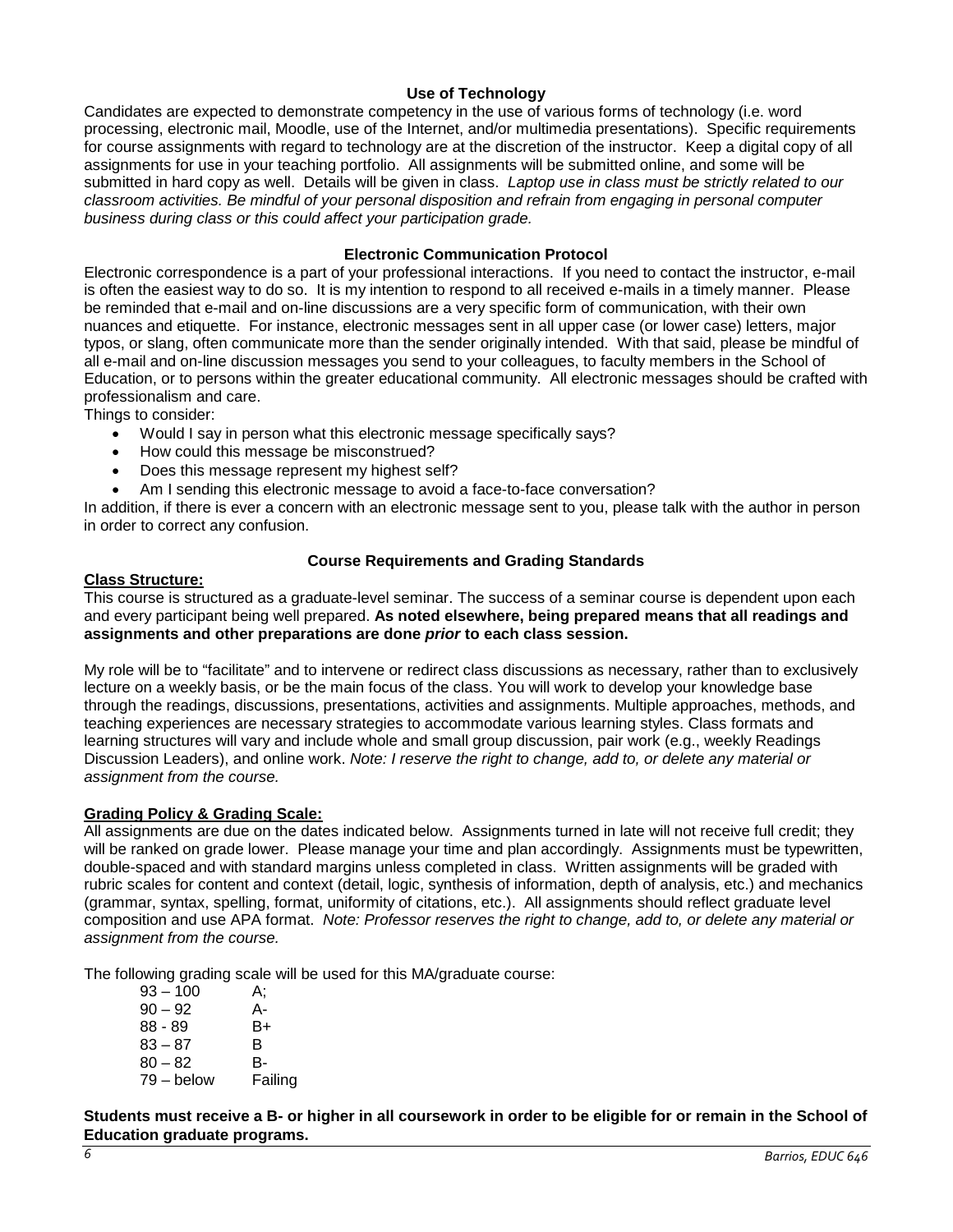### Use of Technology

Candidates are expected to demonstrate competency in the use of various forms of technology (i.e. word processing, electronic mail, Moodle, use of the Internet, and/or multimedia presentations). Specific requirements for course assignments with regard to technology are at the discretion of the instructor. Keep a digital copy of all assignments for use in your teaching portfolio. All assignments will be submitted online, and some will be submitted in hard copy as well. Details will be given in class. *Laptop use in class must be strictly related to our classroom activities. Be mindful of your personal disposition and refrain from engaging in personal computer business during class or this could affect your participation grade.*

### Electronic Communication Protocol

Electronic correspondence is a part of your professional interactions. If you need to contact the instructor, e-mail is often the easiest way to do so. It is my intention to respond to all received e-mails in a timely manner. Please be reminded that e-mail and on-line discussions are a very specific form of communication, with their own nuances and etiquette. For instance, electronic messages sent in all upper case (or lower case) letters, major typos, or slang, often communicate more than the sender originally intended. With that said, please be mindful of all e-mail and on-line discussion messages you send to your colleagues, to faculty members in the School of Education, or to persons within the greater educational community. All electronic messages should be crafted with professionalism and care.

Things to consider:

- Would I say in person what this electronic message specifically says?
- How could this message be misconstrued?
- Does this message represent my highest self?
- Am I sending this electronic message to avoid a face-to-face conversation?

In addition, if there is ever a concern with an electronic message sent to you, please talk with the author in person in order to correct any confusion.

### Course Requirements and Grading Standards

**Class Structure:**

This course is structured as a graduate-level seminar. The success of a seminar course is dependent upon each and every participant being well prepared. **As noted elsewhere, being prepared means that all readings and assignments and other preparations are done *prior* to each class session.**

My role will be to "facilitate" and to intervene or redirect class discussions as necessary, rather than to exclusively lecture on a weekly basis, or be the main focus of the class. You will work to develop your knowledge base through the readings, discussions, presentations, activities and assignments. Multiple approaches, methods, and teaching experiences are necessary strategies to accommodate various learning styles. Class formats and learning structures will vary and include whole and small group discussion, pair work (e.g., weekly Readings Discussion Leaders), and online work. *Note: I reserve the right to change, add to, or delete any material or assignment from the course.*

**Grading Policy & Grading Scale:**

All assignments are due on the dates indicated below. Assignments turned in late will not receive full credit; they will be ranked on grade lower. Please manage your time and plan accordingly. Assignments must be typewritten, double-spaced and with standard margins unless completed in class. Written assignments will be graded with rubric scales for content and context (detail, logic, synthesis of information, depth of analysis, etc.) and mechanics (grammar, syntax, spelling, format, uniformity of citations, etc.). All assignments should reflect graduate level composition and use APA format. *Note: Professor reserves the right to change, add to, or delete any material or assignment from the course.*

The following grading scale will be used for this MA/graduate course:

| | |
|---|---|
| 93 – 100 | A; |
| 90 – 92 | A- |
| 88 - 89 | B+ |
| 83 – 87 | B |
| 80 – 82 | B- |
| 79 – below | Failing |

**Students must receive a B- or higher in all coursework in order to be eligible for or remain in the School of Education graduate programs.**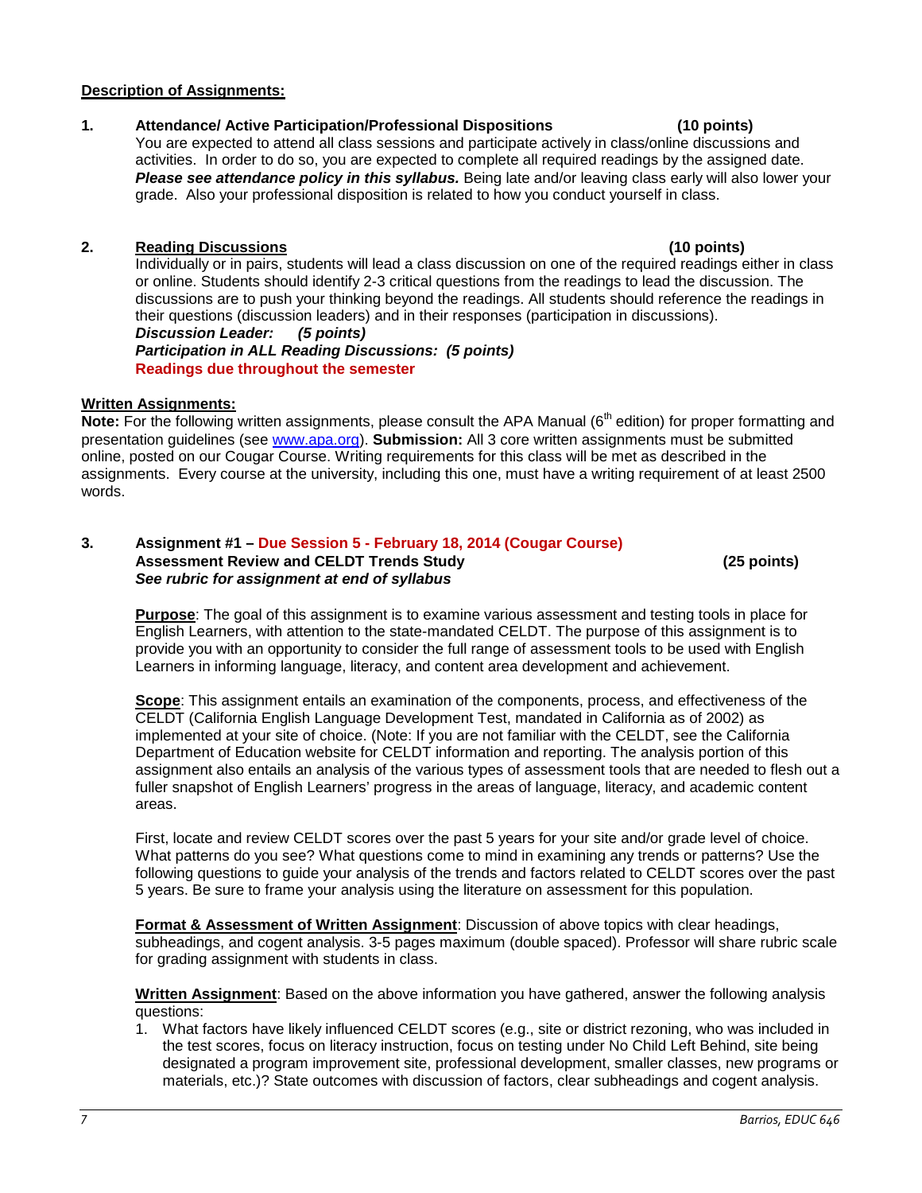**Description of Assignments:**

**1. Attendance/ Active Participation/Professional Dispositions (10 points)**

You are expected to attend all class sessions and participate actively in class/online discussions and activities. In order to do so, you are expected to complete all required readings by the assigned date. ***Please see attendance policy in this syllabus.*** Being late and/or leaving class early will also lower your grade. Also your professional disposition is related to how you conduct yourself in class.

**2. Reading Discussions (10 points)**

Individually or in pairs, students will lead a class discussion on one of the required readings either in class or online. Students should identify 2-3 critical questions from the readings to lead the discussion. The discussions are to push your thinking beyond the readings. All students should reference the readings in their questions (discussion leaders) and in their responses (participation in discussions).

***Discussion Leader: (5 points)***

***Participation in ALL Reading Discussions: (5 points)***

**Readings due throughout the semester**

**Written Assignments:**

**Note:** For the following written assignments, please consult the APA Manual (6th edition) for proper formatting and presentation guidelines (see www.apa.org). **Submission:** All 3 core written assignments must be submitted online, posted on our Cougar Course. Writing requirements for this class will be met as described in the assignments. Every course at the university, including this one, must have a writing requirement of at least 2500 words.

**3. Assignment #1 – Due Session 5 - February 18, 2014 (Cougar Course)**

**Assessment Review and CELDT Trends Study (25 points)**

***See rubric for assignment at end of syllabus***

**Purpose**: The goal of this assignment is to examine various assessment and testing tools in place for English Learners, with attention to the state-mandated CELDT. The purpose of this assignment is to provide you with an opportunity to consider the full range of assessment tools to be used with English Learners in informing language, literacy, and content area development and achievement.

**Scope**: This assignment entails an examination of the components, process, and effectiveness of the CELDT (California English Language Development Test, mandated in California as of 2002) as implemented at your site of choice. (Note: If you are not familiar with the CELDT, see the California Department of Education website for CELDT information and reporting. The analysis portion of this assignment also entails an analysis of the various types of assessment tools that are needed to flesh out a fuller snapshot of English Learners' progress in the areas of language, literacy, and academic content areas.

First, locate and review CELDT scores over the past 5 years for your site and/or grade level of choice. What patterns do you see? What questions come to mind in examining any trends or patterns? Use the following questions to guide your analysis of the trends and factors related to CELDT scores over the past 5 years. Be sure to frame your analysis using the literature on assessment for this population.

**Format & Assessment of Written Assignment**: Discussion of above topics with clear headings, subheadings, and cogent analysis. 3-5 pages maximum (double spaced). Professor will share rubric scale for grading assignment with students in class.

**Written Assignment**: Based on the above information you have gathered, answer the following analysis questions:

1. What factors have likely influenced CELDT scores (e.g., site or district rezoning, who was included in the test scores, focus on literacy instruction, focus on testing under No Child Left Behind, site being designated a program improvement site, professional development, smaller classes, new programs or materials, etc.)? State outcomes with discussion of factors, clear subheadings and cogent analysis.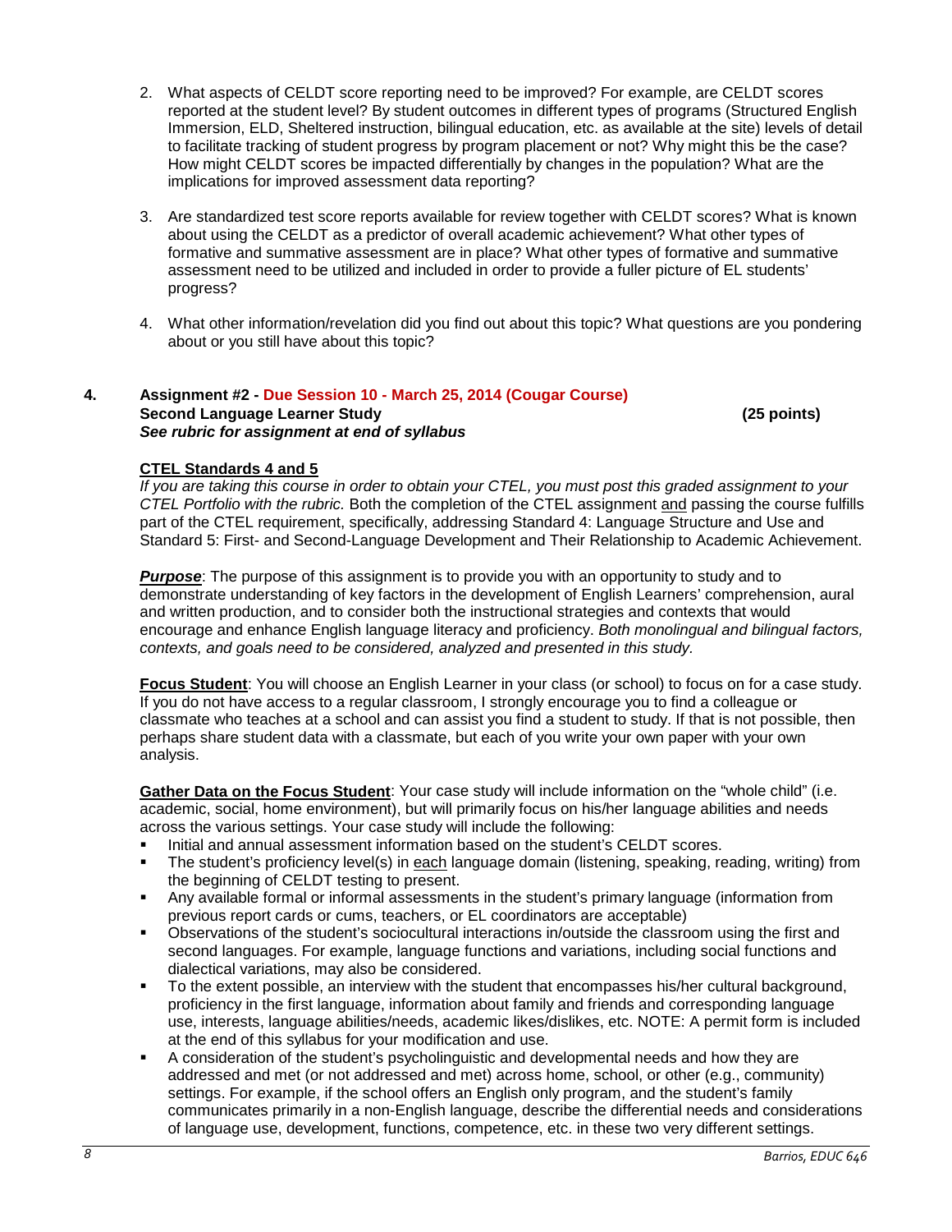2. What aspects of CELDT score reporting need to be improved? For example, are CELDT scores reported at the student level? By student outcomes in different types of programs (Structured English Immersion, ELD, Sheltered instruction, bilingual education, etc. as available at the site) levels of detail to facilitate tracking of student progress by program placement or not? Why might this be the case? How might CELDT scores be impacted differentially by changes in the population? What are the implications for improved assessment data reporting?

3. Are standardized test score reports available for review together with CELDT scores? What is known about using the CELDT as a predictor of overall academic achievement? What other types of formative and summative assessment are in place? What other types of formative and summative assessment need to be utilized and included in order to provide a fuller picture of EL students' progress?

4. What other information/revelation did you find out about this topic? What questions are you pondering about or you still have about this topic?

## 4. Assignment #2 - Due Session 10 - March 25, 2014 (Cougar Course)

**Second Language Learner Study (25 points)**

***See rubric for assignment at end of syllabus***

**CTEL Standards 4 and 5**

*If you are taking this course in order to obtain your CTEL, you must post this graded assignment to your CTEL Portfolio with the rubric.* Both the completion of the CTEL assignment and passing the course fulfills part of the CTEL requirement, specifically, addressing Standard 4: Language Structure and Use and Standard 5: First- and Second-Language Development and Their Relationship to Academic Achievement.

***Purpose***: The purpose of this assignment is to provide you with an opportunity to study and to demonstrate understanding of key factors in the development of English Learners' comprehension, aural and written production, and to consider both the instructional strategies and contexts that would encourage and enhance English language literacy and proficiency. *Both monolingual and bilingual factors, contexts, and goals need to be considered, analyzed and presented in this study.*

**Focus Student**: You will choose an English Learner in your class (or school) to focus on for a case study. If you do not have access to a regular classroom, I strongly encourage you to find a colleague or classmate who teaches at a school and can assist you find a student to study. If that is not possible, then perhaps share student data with a classmate, but each of you write your own paper with your own analysis.

**Gather Data on the Focus Student**: Your case study will include information on the "whole child" (i.e. academic, social, home environment), but will primarily focus on his/her language abilities and needs across the various settings. Your case study will include the following:

- Initial and annual assessment information based on the student's CELDT scores.
- The student's proficiency level(s) in each language domain (listening, speaking, reading, writing) from the beginning of CELDT testing to present.
- Any available formal or informal assessments in the student's primary language (information from previous report cards or cums, teachers, or EL coordinators are acceptable)
- Observations of the student's sociocultural interactions in/outside the classroom using the first and second languages. For example, language functions and variations, including social functions and dialectical variations, may also be considered.
- To the extent possible, an interview with the student that encompasses his/her cultural background, proficiency in the first language, information about family and friends and corresponding language use, interests, language abilities/needs, academic likes/dislikes, etc. NOTE: A permit form is included at the end of this syllabus for your modification and use.
- A consideration of the student's psycholinguistic and developmental needs and how they are addressed and met (or not addressed and met) across home, school, or other (e.g., community) settings. For example, if the school offers an English only program, and the student's family communicates primarily in a non-English language, describe the differential needs and considerations of language use, development, functions, competence, etc. in these two very different settings.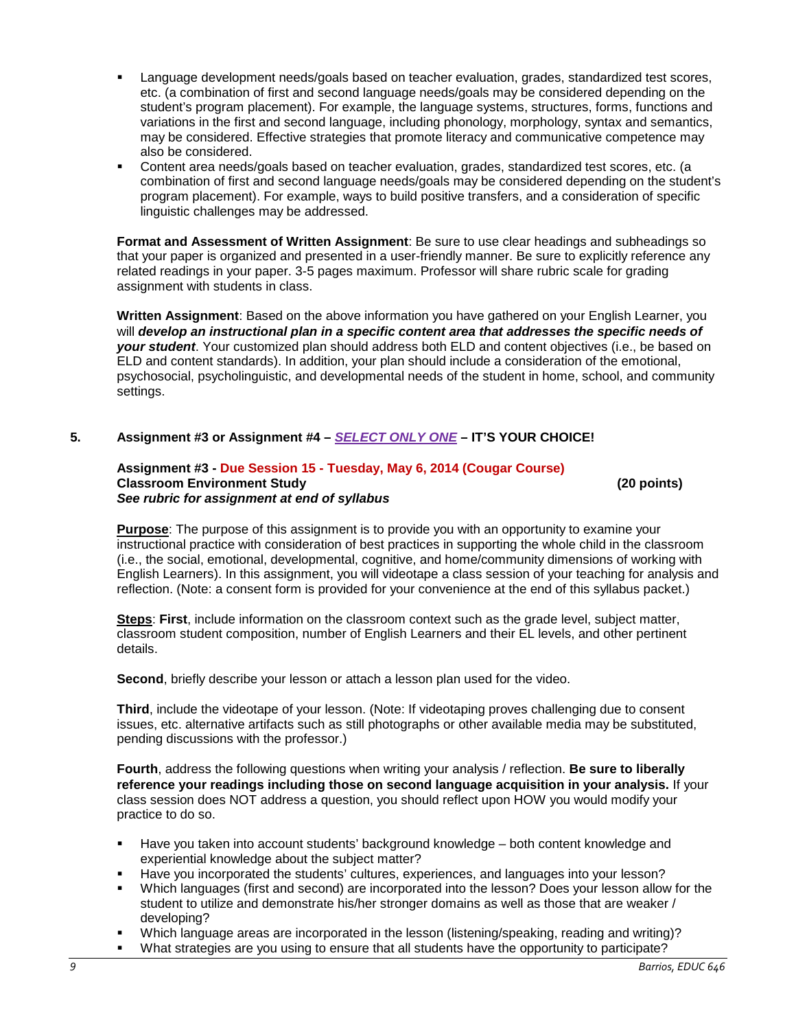- Language development needs/goals based on teacher evaluation, grades, standardized test scores, etc. (a combination of first and second language needs/goals may be considered depending on the student's program placement). For example, the language systems, structures, forms, functions and variations in the first and second language, including phonology, morphology, syntax and semantics, may be considered. Effective strategies that promote literacy and communicative competence may also be considered.
- Content area needs/goals based on teacher evaluation, grades, standardized test scores, etc. (a combination of first and second language needs/goals may be considered depending on the student's program placement). For example, ways to build positive transfers, and a consideration of specific linguistic challenges may be addressed.

**Format and Assessment of Written Assignment**: Be sure to use clear headings and subheadings so that your paper is organized and presented in a user-friendly manner. Be sure to explicitly reference any related readings in your paper. 3-5 pages maximum. Professor will share rubric scale for grading assignment with students in class.

**Written Assignment**: Based on the above information you have gathered on your English Learner, you will ***develop an instructional plan in a specific content area that addresses the specific needs of your student***. Your customized plan should address both ELD and content objectives (i.e., be based on ELD and content standards). In addition, your plan should include a consideration of the emotional, psychosocial, psycholinguistic, and developmental needs of the student in home, school, and community settings.

## 5. Assignment #3 or Assignment #4 – *SELECT ONLY ONE* – IT'S YOUR CHOICE!

**Assignment #3 - Due Session 15 - Tuesday, May 6, 2014 (Cougar Course)**
**Classroom Environment Study (20 points)**
***See rubric for assignment at end of syllabus***

**Purpose**: The purpose of this assignment is to provide you with an opportunity to examine your instructional practice with consideration of best practices in supporting the whole child in the classroom (i.e., the social, emotional, developmental, cognitive, and home/community dimensions of working with English Learners). In this assignment, you will videotape a class session of your teaching for analysis and reflection. (Note: a consent form is provided for your convenience at the end of this syllabus packet.)

**Steps**: **First**, include information on the classroom context such as the grade level, subject matter, classroom student composition, number of English Learners and their EL levels, and other pertinent details.

**Second**, briefly describe your lesson or attach a lesson plan used for the video.

**Third**, include the videotape of your lesson. (Note: If videotaping proves challenging due to consent issues, etc. alternative artifacts such as still photographs or other available media may be substituted, pending discussions with the professor.)

**Fourth**, address the following questions when writing your analysis / reflection. **Be sure to liberally reference your readings including those on second language acquisition in your analysis.** If your class session does NOT address a question, you should reflect upon HOW you would modify your practice to do so.

- Have you taken into account students' background knowledge – both content knowledge and experiential knowledge about the subject matter?
- Have you incorporated the students' cultures, experiences, and languages into your lesson?
- Which languages (first and second) are incorporated into the lesson? Does your lesson allow for the student to utilize and demonstrate his/her stronger domains as well as those that are weaker / developing?
- Which language areas are incorporated in the lesson (listening/speaking, reading and writing)?
- What strategies are you using to ensure that all students have the opportunity to participate?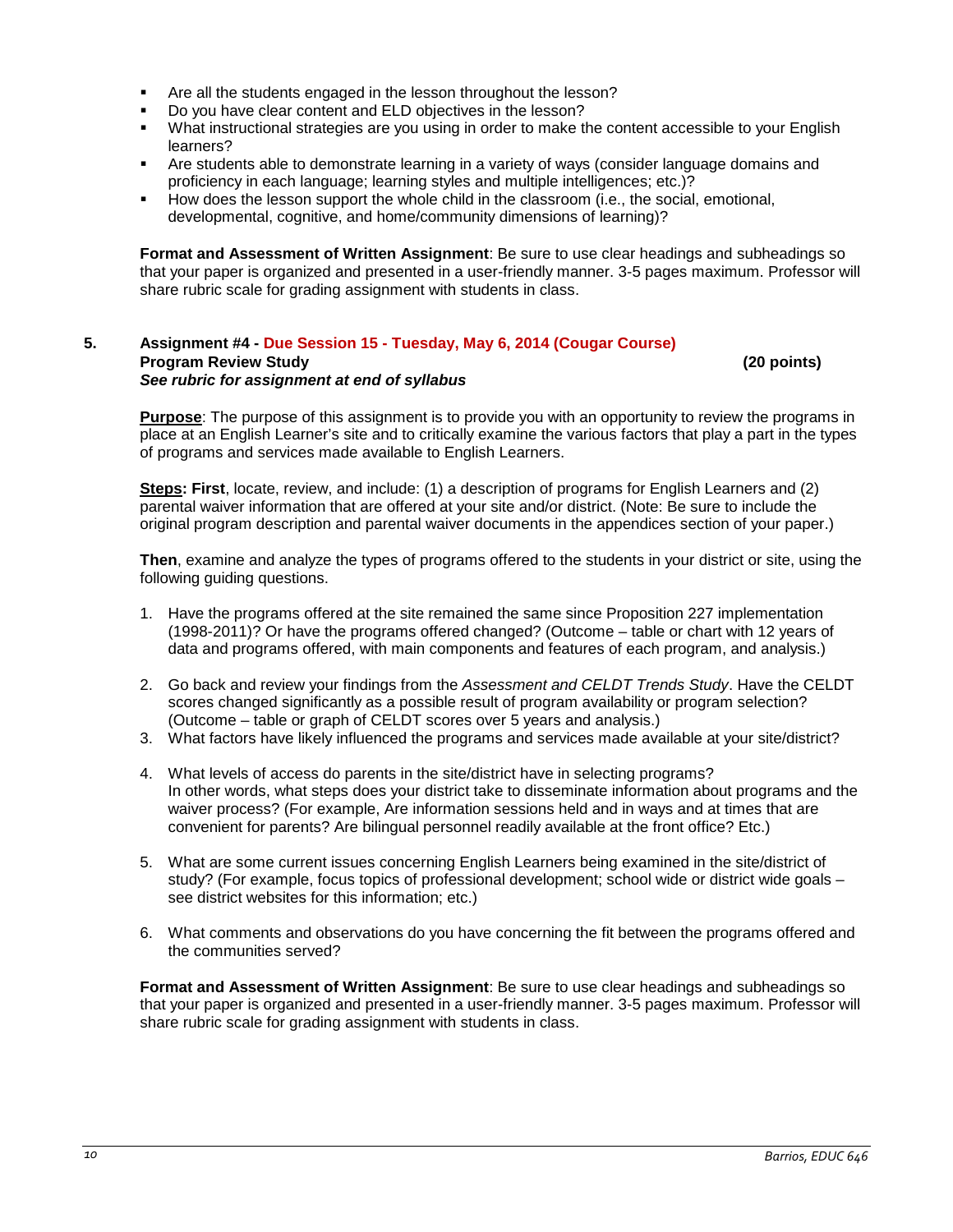- Are all the students engaged in the lesson throughout the lesson?
- Do you have clear content and ELD objectives in the lesson?
- What instructional strategies are you using in order to make the content accessible to your English learners?
- Are students able to demonstrate learning in a variety of ways (consider language domains and proficiency in each language; learning styles and multiple intelligences; etc.)?
- How does the lesson support the whole child in the classroom (i.e., the social, emotional, developmental, cognitive, and home/community dimensions of learning)?

**Format and Assessment of Written Assignment**: Be sure to use clear headings and subheadings so that your paper is organized and presented in a user-friendly manner. 3-5 pages maximum. Professor will share rubric scale for grading assignment with students in class.

### 5. Assignment #4 - Due Session 15 - Tuesday, May 6, 2014 (Cougar Course)

**Program Review Study (20 points)**

***See rubric for assignment at end of syllabus***

**Purpose**: The purpose of this assignment is to provide you with an opportunity to review the programs in place at an English Learner's site and to critically examine the various factors that play a part in the types of programs and services made available to English Learners.

**Steps: First**, locate, review, and include: (1) a description of programs for English Learners and (2) parental waiver information that are offered at your site and/or district. (Note: Be sure to include the original program description and parental waiver documents in the appendices section of your paper.)

**Then**, examine and analyze the types of programs offered to the students in your district or site, using the following guiding questions.

1. Have the programs offered at the site remained the same since Proposition 227 implementation (1998-2011)? Or have the programs offered changed? (Outcome – table or chart with 12 years of data and programs offered, with main components and features of each program, and analysis.)
2. Go back and review your findings from the *Assessment and CELDT Trends Study*. Have the CELDT scores changed significantly as a possible result of program availability or program selection? (Outcome – table or graph of CELDT scores over 5 years and analysis.)
3. What factors have likely influenced the programs and services made available at your site/district?
4. What levels of access do parents in the site/district have in selecting programs? In other words, what steps does your district take to disseminate information about programs and the waiver process? (For example, Are information sessions held and in ways and at times that are convenient for parents? Are bilingual personnel readily available at the front office? Etc.)
5. What are some current issues concerning English Learners being examined in the site/district of study? (For example, focus topics of professional development; school wide or district wide goals – see district websites for this information; etc.)
6. What comments and observations do you have concerning the fit between the programs offered and the communities served?

**Format and Assessment of Written Assignment**: Be sure to use clear headings and subheadings so that your paper is organized and presented in a user-friendly manner. 3-5 pages maximum. Professor will share rubric scale for grading assignment with students in class.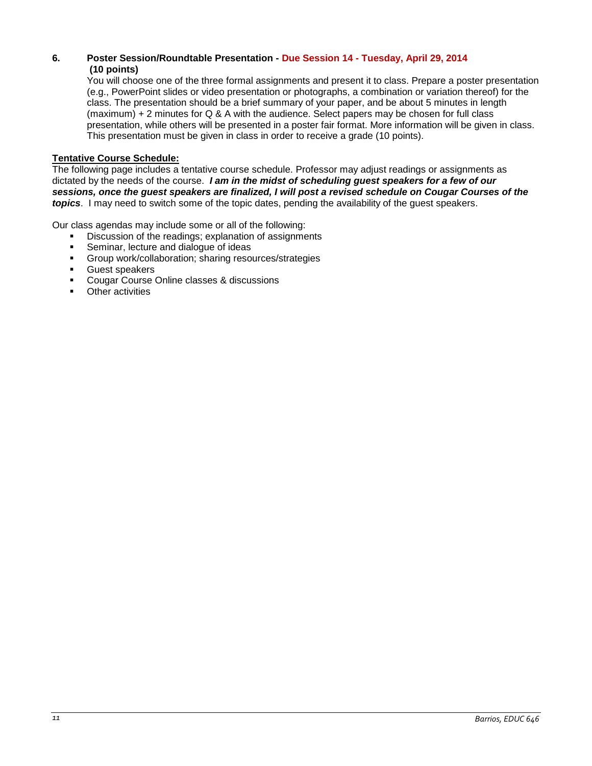### 6. Poster Session/Roundtable Presentation - Due Session 14 - Tuesday, April 29, 2014 (10 points)

You will choose one of the three formal assignments and present it to class. Prepare a poster presentation (e.g., PowerPoint slides or video presentation or photographs, a combination or variation thereof) for the class. The presentation should be a brief summary of your paper, and be about 5 minutes in length (maximum) + 2 minutes for Q & A with the audience. Select papers may be chosen for full class presentation, while others will be presented in a poster fair format. More information will be given in class. This presentation must be given in class in order to receive a grade (10 points).

**Tentative Course Schedule:**

The following page includes a tentative course schedule. Professor may adjust readings or assignments as dictated by the needs of the course. ***I am in the midst of scheduling guest speakers for a few of our sessions, once the guest speakers are finalized, I will post a revised schedule on Cougar Courses of the topics***. I may need to switch some of the topic dates, pending the availability of the guest speakers.

Our class agendas may include some or all of the following:

- Discussion of the readings; explanation of assignments
- Seminar, lecture and dialogue of ideas
- Group work/collaboration; sharing resources/strategies
- Guest speakers
- Cougar Course Online classes & discussions
- Other activities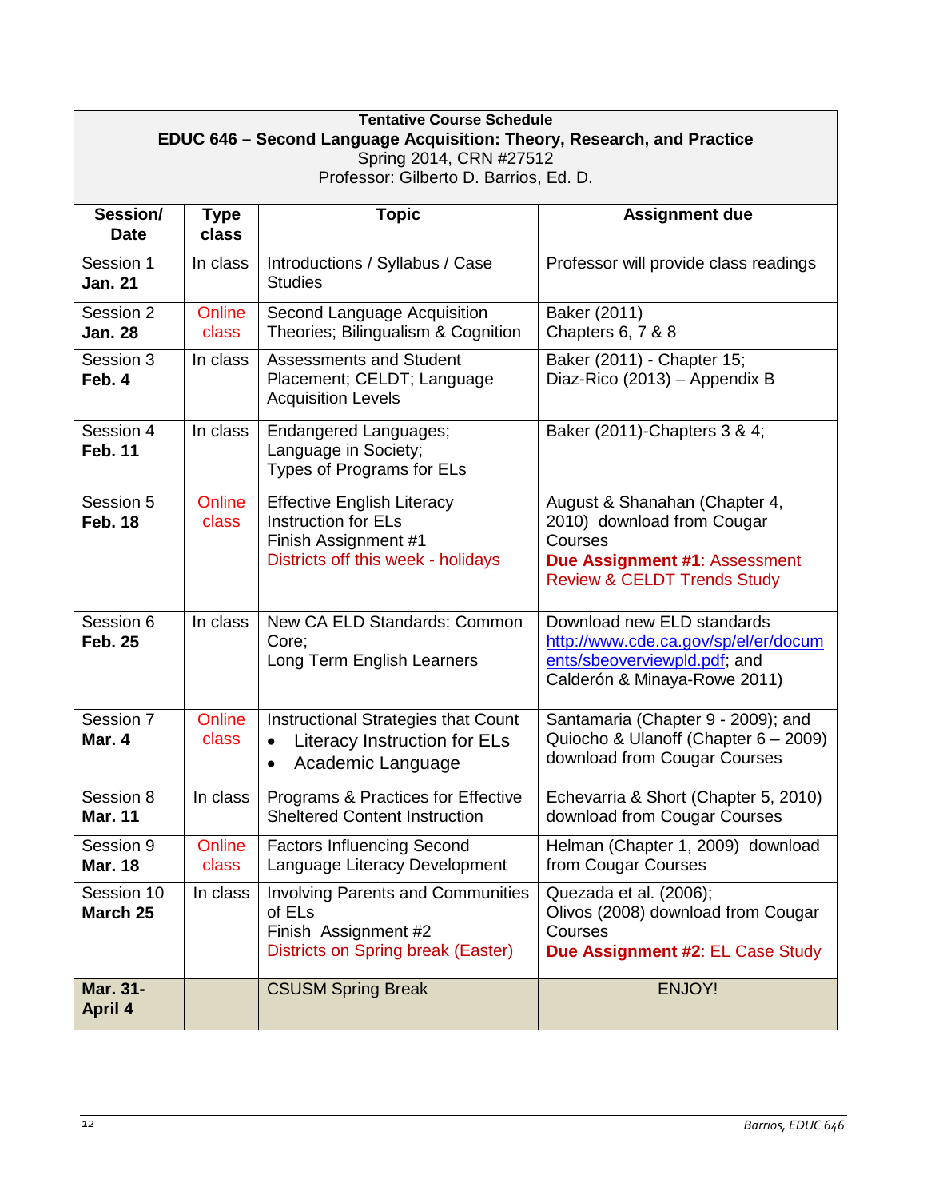**Tentative Course Schedule**
**EDUC 646 – Second Language Acquisition: Theory, Research, and Practice**
Spring 2014, CRN #27512
Professor: Gilberto D. Barrios, Ed. D.

| Session/ Date | Type class | Topic | Assignment due |
|---|---|---|---|
| Session 1 **Jan. 21** | In class | Introductions / Syllabus / Case Studies | Professor will provide class readings |
| Session 2 **Jan. 28** | Online class | Second Language Acquisition Theories; Bilingualism & Cognition | Baker (2011) Chapters 6, 7 & 8 |
| Session 3 **Feb. 4** | In class | Assessments and Student Placement; CELDT; Language Acquisition Levels | Baker (2011) - Chapter 15; Diaz-Rico (2013) – Appendix B |
| Session 4 **Feb. 11** | In class | Endangered Languages; Language in Society; Types of Programs for ELs | Baker (2011)-Chapters 3 & 4; |
| Session 5 **Feb. 18** | Online class | Effective English Literacy Instruction for ELs Finish Assignment #1 Districts off this week - holidays | August & Shanahan (Chapter 4, 2010) download from Cougar Courses **Due Assignment #1**: Assessment Review & CELDT Trends Study |
| Session 6 **Feb. 25** | In class | New CA ELD Standards: Common Core; Long Term English Learners | Download new ELD standards http://www.cde.ca.gov/sp/el/er/documents/sbeoverviewpld.pdf; and Calderón & Minaya-Rowe 2011) |
| Session 7 **Mar. 4** | Online class | Instructional Strategies that Count • Literacy Instruction for ELs • Academic Language | Santamaria (Chapter 9 - 2009); and Quiocho & Ulanoff (Chapter 6 – 2009) download from Cougar Courses |
| Session 8 **Mar. 11** | In class | Programs & Practices for Effective Sheltered Content Instruction | Echevarria & Short (Chapter 5, 2010) download from Cougar Courses |
| Session 9 **Mar. 18** | Online class | Factors Influencing Second Language Literacy Development | Helman (Chapter 1, 2009) download from Cougar Courses |
| Session 10 **March 25** | In class | Involving Parents and Communities of ELs Finish Assignment #2 Districts on Spring break (Easter) | Quezada et al. (2006); Olivos (2008) download from Cougar Courses **Due Assignment #2**: EL Case Study |
| **Mar. 31- April 4** | | CSUSM Spring Break | ENJOY! |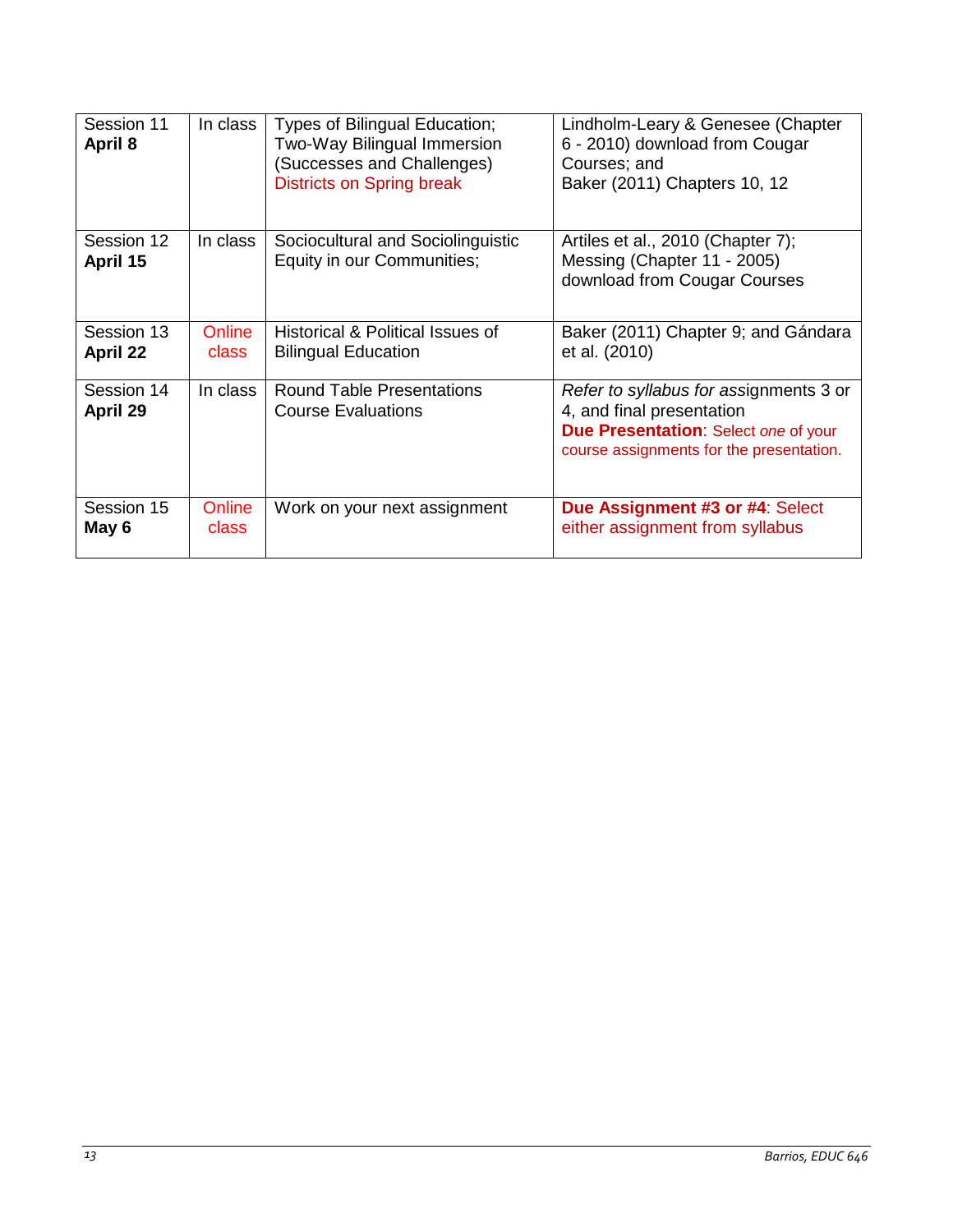| Session 11 **April 8** | In class | Types of Bilingual Education; Two-Way Bilingual Immersion (Successes and Challenges) Districts on Spring break | Lindholm-Leary & Genesee (Chapter 6 - 2010) download from Cougar Courses; and Baker (2011) Chapters 10, 12 |
|---|---|---|---|
| Session 12 **April 15** | In class | Sociocultural and Sociolinguistic Equity in our Communities; | Artiles et al., 2010 (Chapter 7); Messing (Chapter 11 - 2005) download from Cougar Courses |
| Session 13 **April 22** | Online class | Historical & Political Issues of Bilingual Education | Baker (2011) Chapter 9; and Gándara et al. (2010) |
| Session 14 **April 29** | In class | Round Table Presentations Course Evaluations | *Refer to syllabus for as*signments 3 or 4, and final presentation **Due Presentation**: Select *one* of your course assignments for the presentation. |
| Session 15 **May 6** | Online class | Work on your next assignment | **Due Assignment #3 or #4**: Select either assignment from syllabus |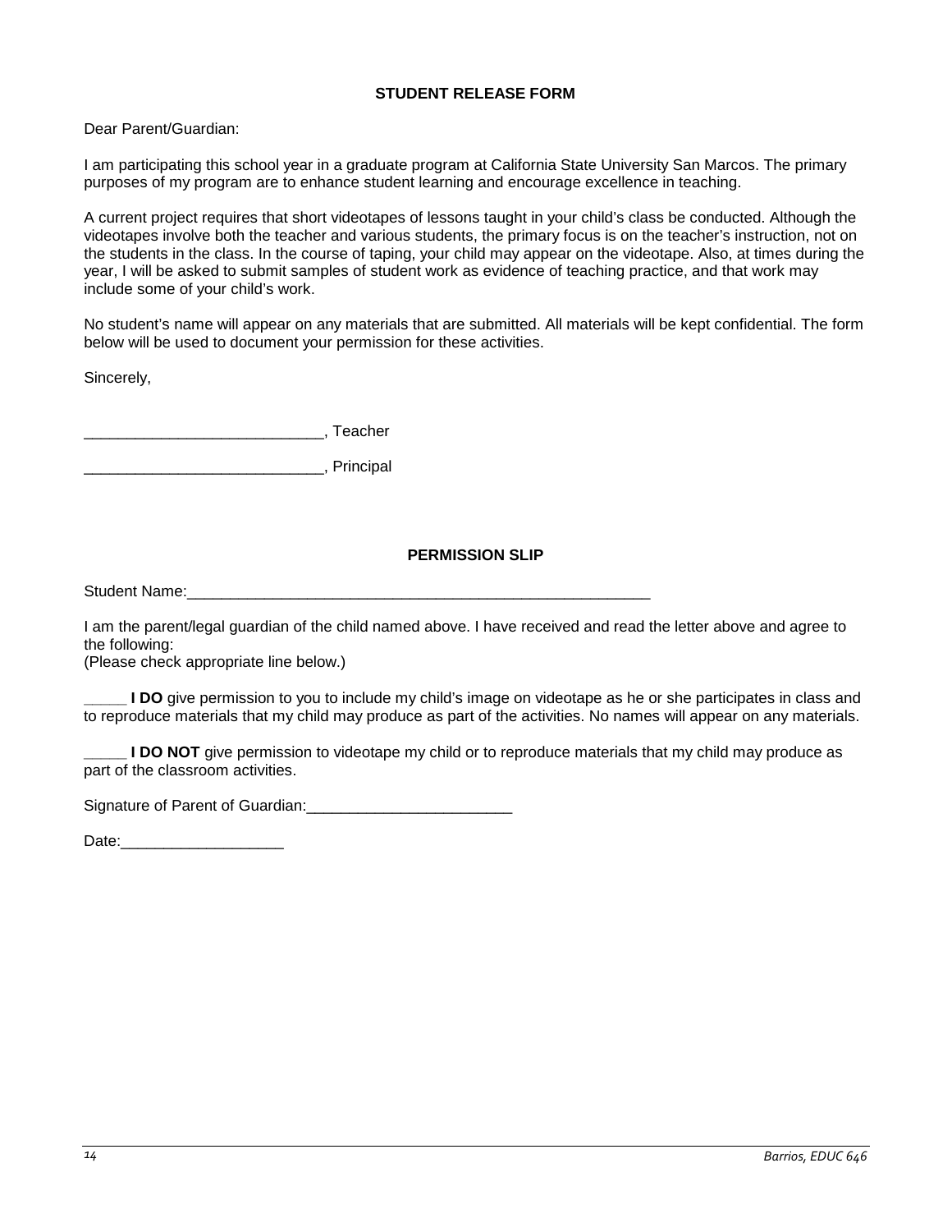## STUDENT RELEASE FORM

Dear Parent/Guardian:

I am participating this school year in a graduate program at California State University San Marcos. The primary purposes of my program are to enhance student learning and encourage excellence in teaching.

A current project requires that short videotapes of lessons taught in your child's class be conducted. Although the videotapes involve both the teacher and various students, the primary focus is on the teacher's instruction, not on the students in the class. In the course of taping, your child may appear on the videotape. Also, at times during the year, I will be asked to submit samples of student work as evidence of teaching practice, and that work may include some of your child's work.

No student's name will appear on any materials that are submitted. All materials will be kept confidential. The form below will be used to document your permission for these activities.

Sincerely,

____________________________, Teacher

____________________________, Principal

## PERMISSION SLIP

Student Name:_________________________________________________________

I am the parent/legal guardian of the child named above. I have received and read the letter above and agree to the following:
(Please check appropriate line below.)

_____ **I DO** give permission to you to include my child's image on videotape as he or she participates in class and to reproduce materials that my child may produce as part of the activities. No names will appear on any materials.

_____ **I DO NOT** give permission to videotape my child or to reproduce materials that my child may produce as part of the classroom activities.

Signature of Parent of Guardian:________________________

Date:___________________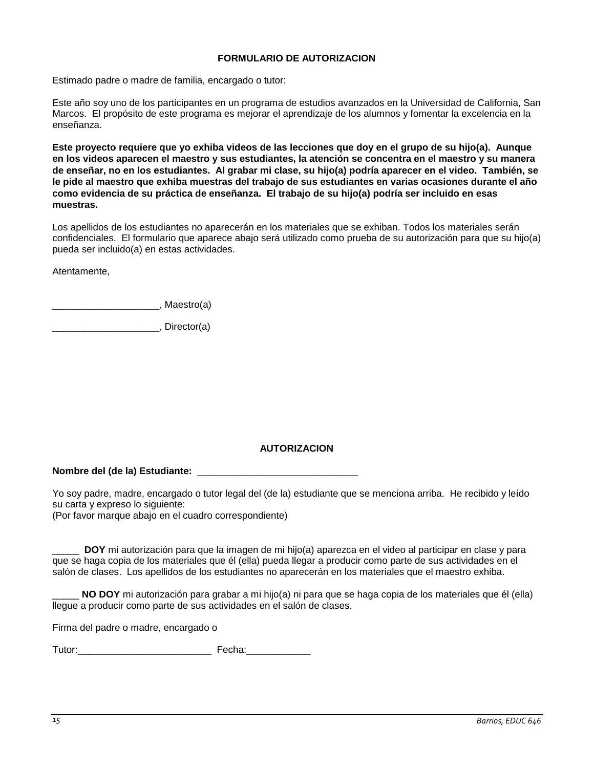## FORMULARIO DE AUTORIZACION

Estimado padre o madre de familia, encargado o tutor:

Este año soy uno de los participantes en un programa de estudios avanzados en la Universidad de California, San Marcos. El propósito de este programa es mejorar el aprendizaje de los alumnos y fomentar la excelencia en la enseñanza.

**Este proyecto requiere que yo exhiba videos de las lecciones que doy en el grupo de su hijo(a). Aunque en los videos aparecen el maestro y sus estudiantes, la atención se concentra en el maestro y su manera de enseñar, no en los estudiantes. Al grabar mi clase, su hijo(a) podría aparecer en el video. También, se le pide al maestro que exhiba muestras del trabajo de sus estudiantes en varias ocasiones durante el año como evidencia de su práctica de enseñanza. El trabajo de su hijo(a) podría ser incluido en esas muestras.**

Los apellidos de los estudiantes no aparecerán en los materiales que se exhiban. Todos los materiales serán confidenciales. El formulario que aparece abajo será utilizado como prueba de su autorización para que su hijo(a) pueda ser incluido(a) en estas actividades.

Atentamente,

____________________, Maestro(a)

____________________, Director(a)

## AUTORIZACION

**Nombre del (de la) Estudiante:** ______________________________

Yo soy padre, madre, encargado o tutor legal del (de la) estudiante que se menciona arriba. He recibido y leído su carta y expreso lo siguiente:
(Por favor marque abajo en el cuadro correspondiente)

_____ **DOY** mi autorización para que la imagen de mi hijo(a) aparezca en el video al participar en clase y para que se haga copia de los materiales que él (ella) pueda llegar a producir como parte de sus actividades en el salón de clases. Los apellidos de los estudiantes no aparecerán en los materiales que el maestro exhiba.

_____ **NO DOY** mi autorización para grabar a mi hijo(a) ni para que se haga copia de los materiales que él (ella) llegue a producir como parte de sus actividades en el salón de clases.

Firma del padre o madre, encargado o

Tutor:_________________________ Fecha:____________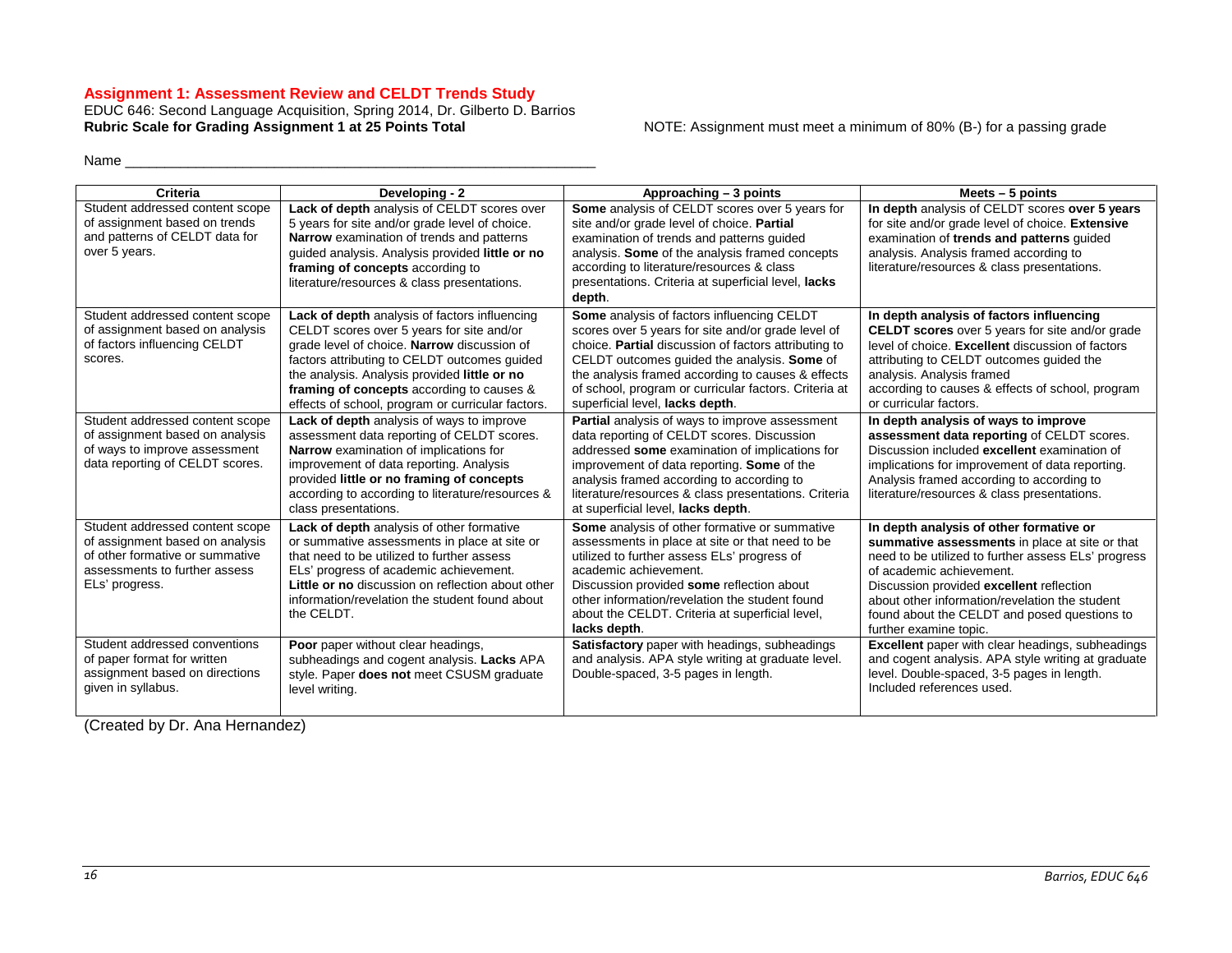## Assignment 1: Assessment Review and CELDT Trends Study

EDUC 646: Second Language Acquisition, Spring 2014, Dr. Gilberto D. Barrios

**Rubric Scale for Grading Assignment 1 at 25 Points Total**

NOTE: Assignment must meet a minimum of 80% (B-) for a passing grade

Name ___________________________________________________________

| Criteria | Developing - 2 | Approaching – 3 points | Meets – 5 points |
|---|---|---|---|
| Student addressed content scope of assignment based on trends and patterns of CELDT data for over 5 years. | **Lack of depth** analysis of CELDT scores over 5 years for site and/or grade level of choice. **Narrow** examination of trends and patterns guided analysis. Analysis provided **little or no framing of concepts** according to literature/resources & class presentations. | **Some** analysis of CELDT scores over 5 years for site and/or grade level of choice. **Partial** examination of trends and patterns guided analysis. **Some** of the analysis framed concepts according to literature/resources & class presentations. Criteria at superficial level, **lacks depth**. | **In depth** analysis of CELDT scores **over 5 years** for site and/or grade level of choice. **Extensive** examination of **trends and patterns** guided analysis. Analysis framed according to literature/resources & class presentations. |
| Student addressed content scope of assignment based on analysis of factors influencing CELDT scores. | **Lack of depth** analysis of factors influencing CELDT scores over 5 years for site and/or grade level of choice. **Narrow** discussion of factors attributing to CELDT outcomes guided the analysis. Analysis provided **little or no framing of concepts** according to causes & effects of school, program or curricular factors. | **Some** analysis of factors influencing CELDT scores over 5 years for site and/or grade level of choice. **Partial** discussion of factors attributing to CELDT outcomes guided the analysis. **Some** of the analysis framed according to causes & effects of school, program or curricular factors. Criteria at superficial level, **lacks depth**. | **In depth analysis of factors influencing CELDT scores** over 5 years for site and/or grade level of choice. **Excellent** discussion of factors attributing to CELDT outcomes guided the analysis. Analysis framed according to causes & effects of school, program or curricular factors. |
| Student addressed content scope of assignment based on analysis of ways to improve assessment data reporting of CELDT scores. | **Lack of depth** analysis of ways to improve assessment data reporting of CELDT scores. **Narrow** examination of implications for improvement of data reporting. Analysis provided **little or no framing of concepts** according to according to literature/resources & class presentations. | **Partial** analysis of ways to improve assessment data reporting of CELDT scores. Discussion addressed **some** examination of implications for improvement of data reporting. **Some** of the analysis framed according to according to literature/resources & class presentations. Criteria at superficial level, **lacks depth**. | **In depth analysis of ways to improve assessment data reporting** of CELDT scores. Discussion included **excellent** examination of implications for improvement of data reporting. Analysis framed according to according to literature/resources & class presentations. |
| Student addressed content scope of assignment based on analysis of other formative or summative assessments to further assess ELs' progress. | **Lack of depth** analysis of other formative or summative assessments in place at site or that need to be utilized to further assess ELs' progress of academic achievement. **Little or no** discussion on reflection about other information/revelation the student found about the CELDT. | **Some** analysis of other formative or summative assessments in place at site or that need to be utilized to further assess ELs' progress of academic achievement. Discussion provided **some** reflection about other information/revelation the student found about the CELDT. Criteria at superficial level, **lacks depth**. | **In depth analysis of other formative or summative assessments** in place at site or that need to be utilized to further assess ELs' progress of academic achievement. Discussion provided **excellent** reflection about other information/revelation the student found about the CELDT and posed questions to further examine topic. |
| Student addressed conventions of paper format for written assignment based on directions given in syllabus. | **Poor** paper without clear headings, subheadings and cogent analysis. **Lacks** APA style. Paper **does not** meet CSUSM graduate level writing. | **Satisfactory** paper with headings, subheadings and analysis. APA style writing at graduate level. Double-spaced, 3-5 pages in length. | **Excellent** paper with clear headings, subheadings and cogent analysis. APA style writing at graduate level. Double-spaced, 3-5 pages in length. Included references used. |

(Created by Dr. Ana Hernandez)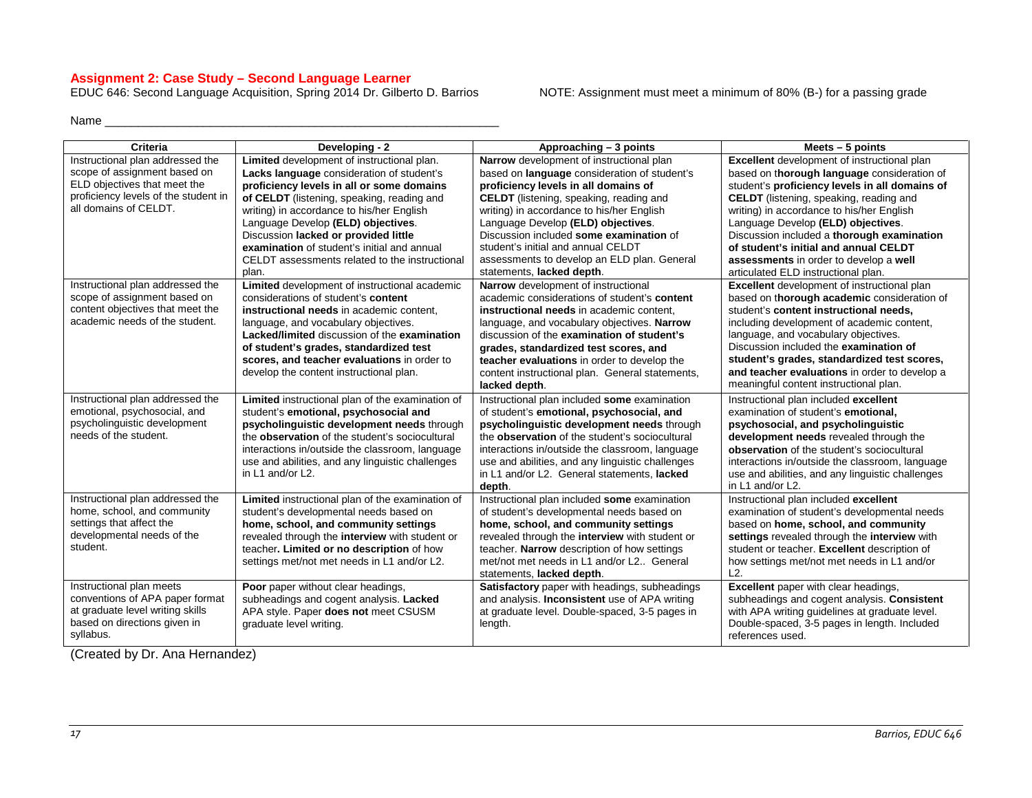**Assignment 2: Case Study – Second Language Learner**

EDUC 646: Second Language Acquisition, Spring 2014 Dr. Gilberto D. Barrios NOTE: Assignment must meet a minimum of 80% (B-) for a passing grade

Name ___________________________________________________________

| Criteria | Developing - 2 | Approaching – 3 points | Meets – 5 points |
|---|---|---|---|
| Instructional plan addressed the scope of assignment based on ELD objectives that meet the proficiency levels of the student in all domains of CELDT. | **Limited** development of instructional plan. **Lacks language** consideration of student's **proficiency levels in all or some domains of CELDT** (listening, speaking, reading and writing) in accordance to his/her English Language Develop **(ELD) objectives**. Discussion **lacked or provided little examination** of student's initial and annual CELDT assessments related to the instructional plan. | **Narrow** development of instructional plan based on **language** consideration of student's **proficiency levels in all domains of CELDT** (listening, speaking, reading and writing) in accordance to his/her English Language Develop **(ELD) objectives**. Discussion included **some examination** of student's initial and annual CELDT assessments to develop an ELD plan. General statements, **lacked depth**. | **Excellent** development of instructional plan based on t**horough language** consideration of student's **proficiency levels in all domains of CELDT** (listening, speaking, reading and writing) in accordance to his/her English Language Develop **(ELD) objectives**. Discussion included a **thorough examination of student's initial and annual CELDT assessments** in order to develop a **well** articulated ELD instructional plan. |
| Instructional plan addressed the scope of assignment based on content objectives that meet the academic needs of the student. | **Limited** development of instructional academic considerations of student's **content instructional needs** in academic content, language, and vocabulary objectives. **Lacked/limited** discussion of the **examination of student's grades, standardized test scores, and teacher evaluations** in order to develop the content instructional plan. | **Narrow** development of instructional academic considerations of student's **content instructional needs** in academic content, language, and vocabulary objectives. **Narrow** discussion of the **examination of student's grades, standardized test scores, and teacher evaluations** in order to develop the content instructional plan. General statements, **lacked depth**. | **Excellent** development of instructional plan based on t**horough academic** consideration of student's **content instructional needs,** including development of academic content, language, and vocabulary objectives. Discussion included the **examination of student's grades, standardized test scores, and teacher evaluations** in order to develop a meaningful content instructional plan. |
| Instructional plan addressed the emotional, psychosocial, and psycholinguistic development needs of the student. | **Limited** instructional plan of the examination of student's **emotional, psychosocial and psycholinguistic development needs** through the **observation** of the student's sociocultural interactions in/outside the classroom, language use and abilities, and any linguistic challenges in L1 and/or L2. | Instructional plan included **some** examination of student's **emotional, psychosocial, and psycholinguistic development needs** through the **observation** of the student's sociocultural interactions in/outside the classroom, language use and abilities, and any linguistic challenges in L1 and/or L2. General statements, **lacked depth**. | Instructional plan included **excellent** examination of student's **emotional, psychosocial, and psycholinguistic development needs** revealed through the **observation** of the student's sociocultural interactions in/outside the classroom, language use and abilities, and any linguistic challenges in L1 and/or L2. |
| Instructional plan addressed the home, school, and community settings that affect the developmental needs of the student. | **Limited** instructional plan of the examination of student's developmental needs based on **home, school, and community settings** revealed through the **interview** with student or teacher**. Limited or no description** of how settings met/not met needs in L1 and/or L2. | Instructional plan included **some** examination of student's developmental needs based on **home, school, and community settings** revealed through the **interview** with student or teacher. **Narrow** description of how settings met/not met needs in L1 and/or L2.. General statements, **lacked depth**. | Instructional plan included **excellent** examination of student's developmental needs based on **home, school, and community settings** revealed through the **interview** with student or teacher. **Excellent** description of how settings met/not met needs in L1 and/or L2. |
| Instructional plan meets conventions of APA paper format at graduate level writing skills based on directions given in syllabus. | **Poor** paper without clear headings, subheadings and cogent analysis. **Lacked** APA style. Paper **does not** meet CSUSM graduate level writing. | **Satisfactory** paper with headings, subheadings and analysis. **Inconsistent** use of APA writing at graduate level. Double-spaced, 3-5 pages in length. | **Excellent** paper with clear headings, subheadings and cogent analysis. **Consistent** with APA writing guidelines at graduate level. Double-spaced, 3-5 pages in length. Included references used. |

(Created by Dr. Ana Hernandez)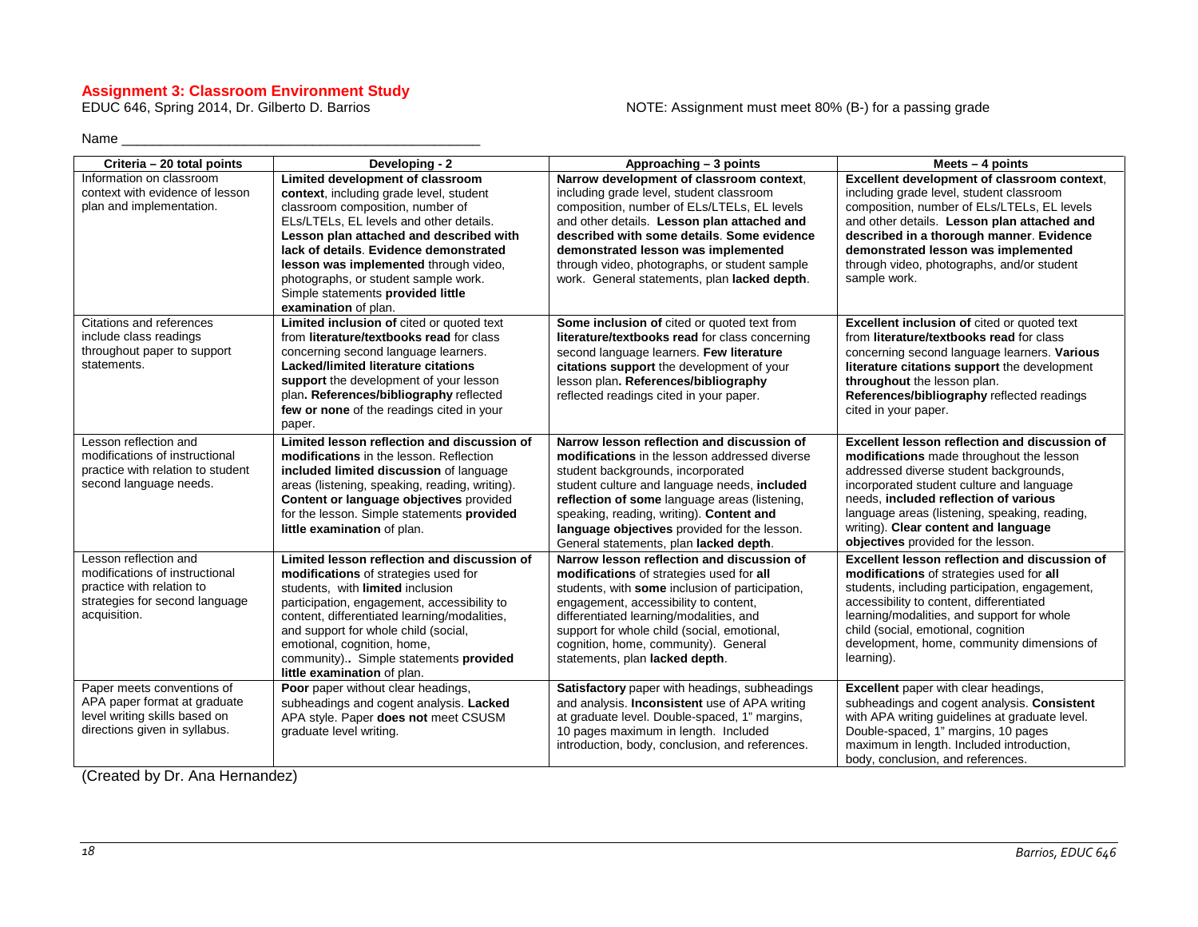## Assignment 3: Classroom Environment Study

EDUC 646, Spring 2014, Dr. Gilberto D. Barrios

NOTE: Assignment must meet 80% (B-) for a passing grade

Name _______________________________________________

| Criteria – 20 total points | Developing - 2 | Approaching – 3 points | Meets – 4 points |
|---|---|---|---|
| Information on classroom context with evidence of lesson plan and implementation. | **Limited development of classroom context**, including grade level, student classroom composition, number of ELs/LTELs, EL levels and other details. **Lesson plan attached and described with lack of details**. **Evidence demonstrated lesson was implemented** through video, photographs, or student sample work. Simple statements **provided little examination** of plan. | **Narrow development of classroom context**, including grade level, student classroom composition, number of ELs/LTELs, EL levels and other details. **Lesson plan attached and described with some details**. **Some evidence demonstrated lesson was implemented** through video, photographs, or student sample work. General statements, plan **lacked depth**. | **Excellent development of classroom context**, including grade level, student classroom composition, number of ELs/LTELs, EL levels and other details. **Lesson plan attached and described in a thorough manner**. **Evidence demonstrated lesson was implemented** through video, photographs, and/or student sample work. |
| Citations and references include class readings throughout paper to support statements. | **Limited inclusion of** cited or quoted text from **literature/textbooks read** for class concerning second language learners. **Lacked/limited literature citations support** the development of your lesson plan**. References/bibliography** reflected **few or none** of the readings cited in your paper. | **Some inclusion of** cited or quoted text from **literature/textbooks read** for class concerning second language learners. **Few literature citations support** the development of your lesson plan**. References/bibliography** reflected readings cited in your paper. | **Excellent inclusion of** cited or quoted text from **literature/textbooks read** for class concerning second language learners. **Various literature citations support** the development **throughout** the lesson plan. **References/bibliography** reflected readings cited in your paper. |
| Lesson reflection and modifications of instructional practice with relation to student second language needs. | **Limited lesson reflection and discussion of modifications** in the lesson. Reflection **included limited discussion** of language areas (listening, speaking, reading, writing). **Content or language objectives** provided for the lesson. Simple statements **provided little examination** of plan. | **Narrow lesson reflection and discussion of modifications** in the lesson addressed diverse student backgrounds, incorporated student culture and language needs, **included reflection of some** language areas (listening, speaking, reading, writing). **Content and language objectives** provided for the lesson. General statements, plan **lacked depth**. | **Excellent lesson reflection and discussion of modifications** made throughout the lesson addressed diverse student backgrounds, incorporated student culture and language needs, **included reflection of various** language areas (listening, speaking, reading, writing). **Clear content and language objectives** provided for the lesson. |
| Lesson reflection and modifications of instructional practice with relation to strategies for second language acquisition. | **Limited lesson reflection and discussion of modifications** of strategies used for students, with **limited** inclusion participation, engagement, accessibility to content, differentiated learning/modalities, and support for whole child (social, emotional, cognition, home, community).. Simple statements **provided little examination** of plan. | **Narrow lesson reflection and discussion of modifications** of strategies used for **all** students, with **some** inclusion of participation, engagement, accessibility to content, differentiated learning/modalities, and support for whole child (social, emotional, cognition, home, community). General statements, plan **lacked depth**. | **Excellent lesson reflection and discussion of modifications** of strategies used for **all** students, including participation, engagement, accessibility to content, differentiated learning/modalities, and support for whole child (social, emotional, cognition development, home, community dimensions of learning). |
| Paper meets conventions of APA paper format at graduate level writing skills based on directions given in syllabus. | **Poor** paper without clear headings, subheadings and cogent analysis. **Lacked** APA style. Paper **does not** meet CSUSM graduate level writing. | **Satisfactory** paper with headings, subheadings and analysis. **Inconsistent** use of APA writing at graduate level. Double-spaced, 1" margins, 10 pages maximum in length. Included introduction, body, conclusion, and references. | **Excellent** paper with clear headings, subheadings and cogent analysis. **Consistent** with APA writing guidelines at graduate level. Double-spaced, 1" margins, 10 pages maximum in length. Included introduction, body, conclusion, and references. |

(Created by Dr. Ana Hernandez)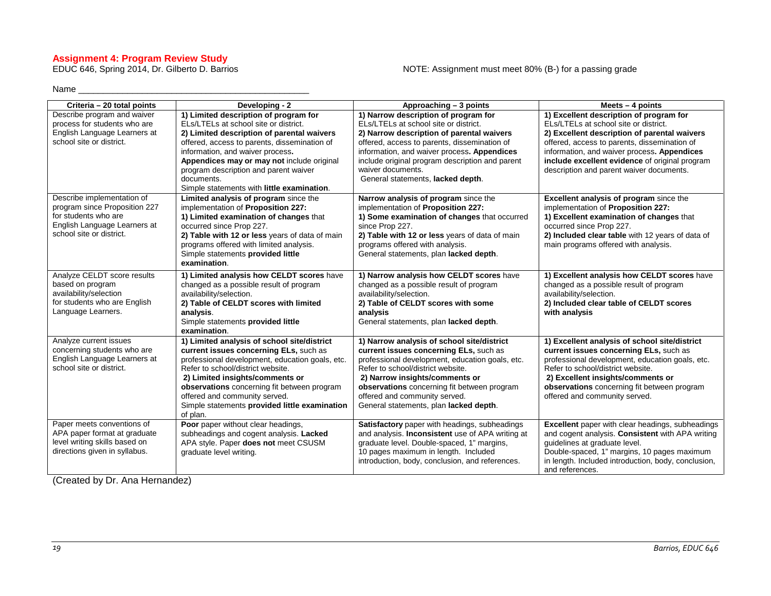**Assignment 4: Program Review Study**

EDUC 646, Spring 2014, Dr. Gilberto D. Barrios

NOTE: Assignment must meet 80% (B-) for a passing grade

Name ___________________________________________

| Criteria – 20 total points | Developing - 2 | Approaching – 3 points | Meets – 4 points |
|---|---|---|---|
| Describe program and waiver process for students who are English Language Learners at school site or district. | **1) Limited description of program for** ELs/LTELs at school site or district. **2) Limited description of parental waivers** offered, access to parents, dissemination of information, and waiver process**. Appendices may or may not** include original program description and parent waiver documents. Simple statements with **little examination**. | **1) Narrow description of program for** ELs/LTELs at school site or district. **2) Narrow description of parental waivers** offered, access to parents, dissemination of information, and waiver process**. Appendices** include original program description and parent waiver documents. General statements, **lacked depth**. | **1) Excellent description of program for** ELs/LTELs at school site or district. **2) Excellent description of parental waivers** offered, access to parents, dissemination of information, and waiver process**. Appendices include excellent evidence** of original program description and parent waiver documents. |
| Describe implementation of program since Proposition 227 for students who are English Language Learners at school site or district. | **Limited analysis of program** since the implementation of **Proposition 227: 1) Limited examination of changes** that occurred since Prop 227. **2) Table with 12 or less** years of data of main programs offered with limited analysis. Simple statements **provided little examination**. | **Narrow analysis of program** since the implementation of **Proposition 227: 1) Some examination of changes** that occurred since Prop 227. **2) Table with 12 or less** years of data of main programs offered with analysis. General statements, plan **lacked depth**. | **Excellent analysis of program** since the implementation of **Proposition 227: 1) Excellent examination of changes** that occurred since Prop 227. **2) Included clear table** with 12 years of data of main programs offered with analysis. |
| Analyze CELDT score results based on program availability/selection for students who are English Language Learners. | **1) Limited analysis how CELDT scores** have changed as a possible result of program availability/selection. **2) Table of CELDT scores with limited analysis**. Simple statements **provided little examination**. | **1) Narrow analysis how CELDT scores** have changed as a possible result of program availability/selection. **2) Table of CELDT scores with some analysis** General statements, plan **lacked depth**. | **1) Excellent analysis how CELDT scores** have changed as a possible result of program availability/selection. **2) Included clear table of CELDT scores with analysis** |
| Analyze current issues concerning students who are English Language Learners at school site or district. | **1) Limited analysis of school site/district current issues concerning ELs,** such as professional development, education goals, etc. Refer to school/district website. **2) Limited insights/comments or observations** concerning fit between program offered and community served. Simple statements **provided little examination** of plan. | **1) Narrow analysis of school site/district current issues concerning ELs,** such as professional development, education goals, etc. Refer to school/district website. **2) Narrow insights/comments or observations** concerning fit between program offered and community served. General statements, plan **lacked depth**. | **1) Excellent analysis of school site/district current issues concerning ELs,** such as professional development, education goals, etc. Refer to school/district website. **2) Excellent insights/comments or observations** concerning fit between program offered and community served. |
| Paper meets conventions of APA paper format at graduate level writing skills based on directions given in syllabus. | **Poor** paper without clear headings, subheadings and cogent analysis. **Lacked** APA style. Paper **does not** meet CSUSM graduate level writing. | **Satisfactory** paper with headings, subheadings and analysis. **Inconsistent** use of APA writing at graduate level. Double-spaced, 1" margins, 10 pages maximum in length. Included introduction, body, conclusion, and references. | **Excellent** paper with clear headings, subheadings and cogent analysis. **Consistent** with APA writing guidelines at graduate level. Double-spaced, 1" margins, 10 pages maximum in length. Included introduction, body, conclusion, and references. |

(Created by Dr. Ana Hernandez)